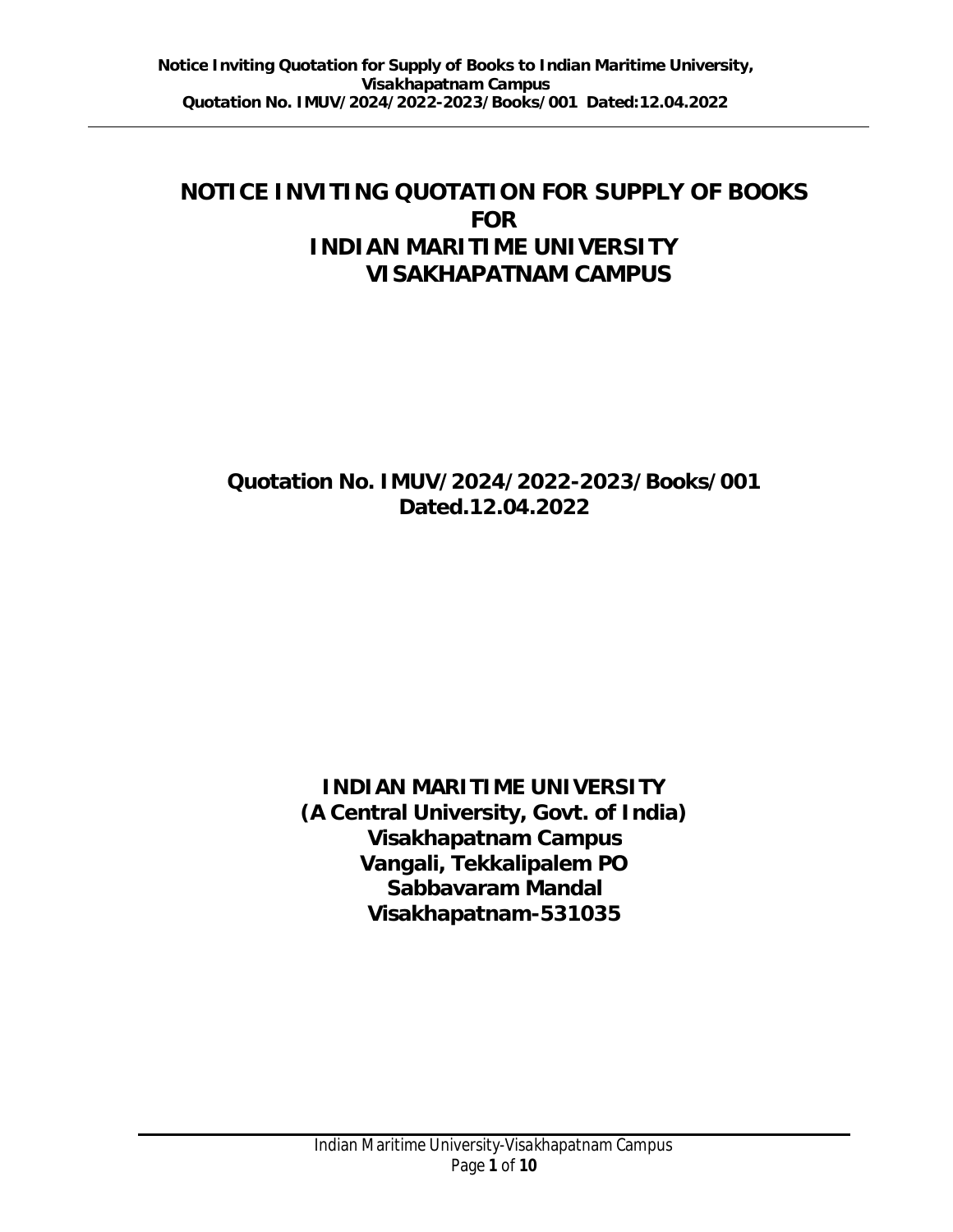# NOTICE INVITING QUOTATION FOR SUPPLY OF BOOKS FOR INDIAN MARITIME UNIVERSITY VISAKHAPATNAM CAMPUS

**Quotation No. IMUV/2024/2022-2023/Books/001**
**Dated.12.04.2022**

**INDIAN MARITIME UNIVERSITY**
**(A Central University, Govt. of India)**
**Visakhapatnam Campus**
**Vangali, Tekkalipalem PO**
**Sabbavaram Mandal**
**Visakhapatnam-531035**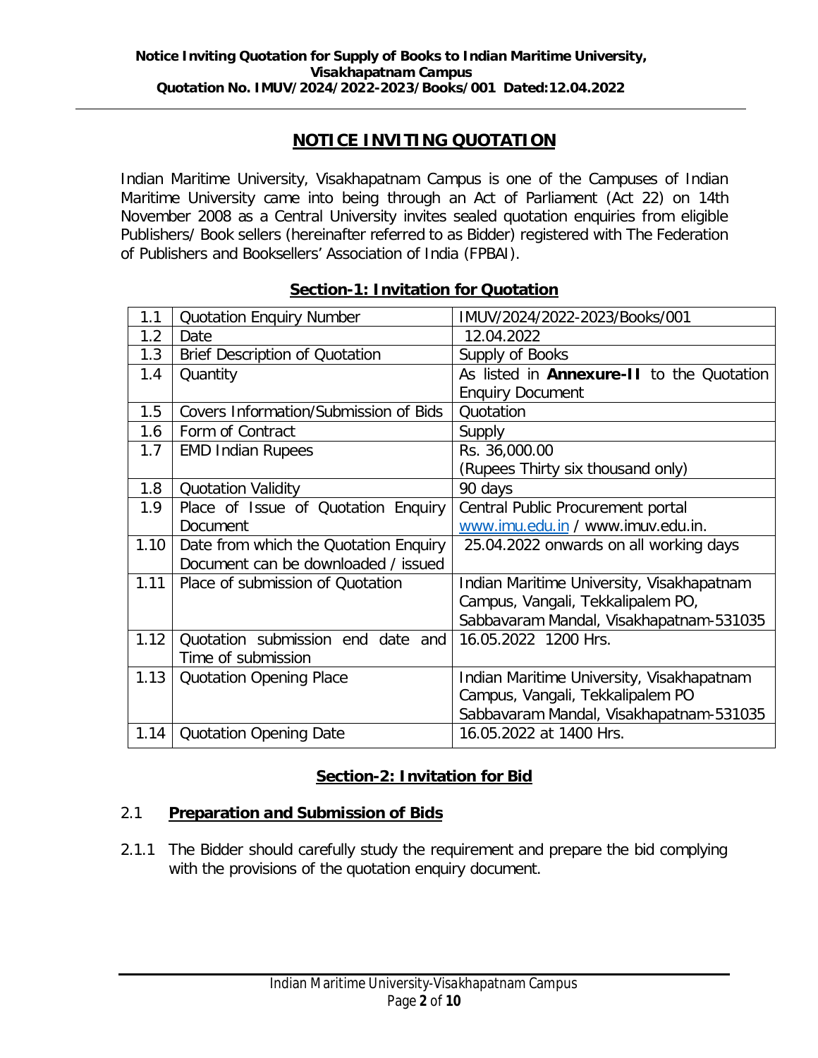**Notice Inviting Quotation for Supply of Books to Indian Maritime University, Visakhapatnam Campus**
**Quotation No. IMUV/2024/2022-2023/Books/001 Dated:12.04.2022**

# NOTICE INVITING QUOTATION

Indian Maritime University, Visakhapatnam Campus is one of the Campuses of Indian Maritime University came into being through an Act of Parliament (Act 22) on 14th November 2008 as a Central University invites sealed quotation enquiries from eligible Publishers/ Book sellers (hereinafter referred to as Bidder) registered with The Federation of Publishers and Booksellers' Association of India (FPBAI).

## Section-1: Invitation for Quotation

| | | |
|---|---|---|
| 1.1 | Quotation Enquiry Number | IMUV/2024/2022-2023/Books/001 |
| 1.2 | Date | 12.04.2022 |
| 1.3 | Brief Description of Quotation | Supply of Books |
| 1.4 | Quantity | As listed in **Annexure-II** to the Quotation Enquiry Document |
| 1.5 | Covers Information/Submission of Bids | Quotation |
| 1.6 | Form of Contract | Supply |
| 1.7 | EMD Indian Rupees | Rs. 36,000.00 (Rupees Thirty six thousand only) |
| 1.8 | Quotation Validity | 90 days |
| 1.9 | Place of Issue of Quotation Enquiry Document | Central Public Procurement portal www.imu.edu.in / www.imuv.edu.in. |
| 1.10 | Date from which the Quotation Enquiry Document can be downloaded / issued | 25.04.2022 onwards on all working days |
| 1.11 | Place of submission of Quotation | Indian Maritime University, Visakhapatnam Campus, Vangali, Tekkalipalem PO, Sabbavaram Mandal, Visakhapatnam-531035 |
| 1.12 | Quotation submission end date and Time of submission | 16.05.2022 1200 Hrs. |
| 1.13 | Quotation Opening Place | Indian Maritime University, Visakhapatnam Campus, Vangali, Tekkalipalem PO Sabbavaram Mandal, Visakhapatnam-531035 |
| 1.14 | Quotation Opening Date | 16.05.2022 at 1400 Hrs. |

## Section-2: Invitation for Bid

### 2.1 Preparation and Submission of Bids

2.1.1 The Bidder should carefully study the requirement and prepare the bid complying with the provisions of the quotation enquiry document.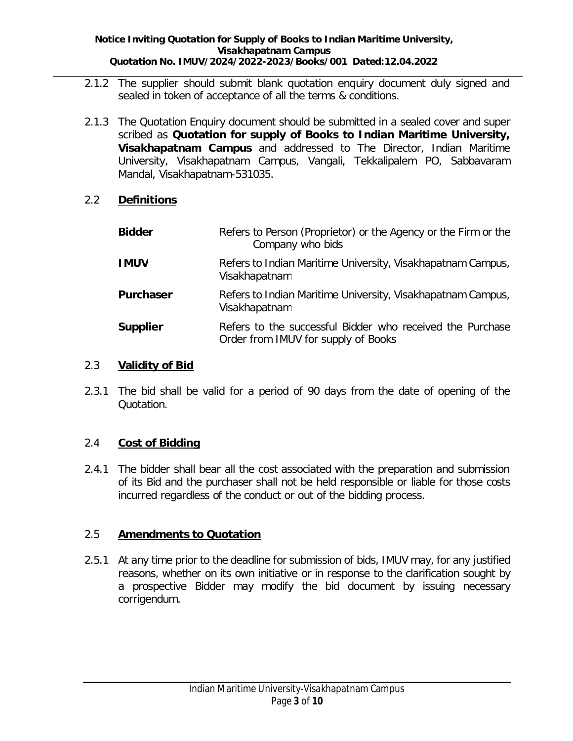2.1.2 The supplier should submit blank quotation enquiry document duly signed and sealed in token of acceptance of all the terms & conditions.

2.1.3 The Quotation Enquiry document should be submitted in a sealed cover and super scribed as **Quotation for supply of Books to Indian Maritime University, Visakhapatnam Campus** and addressed to The Director, Indian Maritime University, Visakhapatnam Campus, Vangali, Tekkalipalem PO, Sabbavaram Mandal, Visakhapatnam-531035.

## 2.2 Definitions

| | |
|---|---|
| **Bidder** | Refers to Person (Proprietor) or the Agency or the Firm or the Company who bids |
| **IMUV** | Refers to Indian Maritime University, Visakhapatnam Campus, Visakhapatnam |
| **Purchaser** | Refers to Indian Maritime University, Visakhapatnam Campus, Visakhapatnam |
| **Supplier** | Refers to the successful Bidder who received the Purchase Order from IMUV for supply of Books |

## 2.3 Validity of Bid

2.3.1 The bid shall be valid for a period of 90 days from the date of opening of the Quotation.

## 2.4 Cost of Bidding

2.4.1 The bidder shall bear all the cost associated with the preparation and submission of its Bid and the purchaser shall not be held responsible or liable for those costs incurred regardless of the conduct or out of the bidding process.

## 2.5 Amendments to Quotation

2.5.1 At any time prior to the deadline for submission of bids, IMUV may, for any justified reasons, whether on its own initiative or in response to the clarification sought by a prospective Bidder may modify the bid document by issuing necessary corrigendum.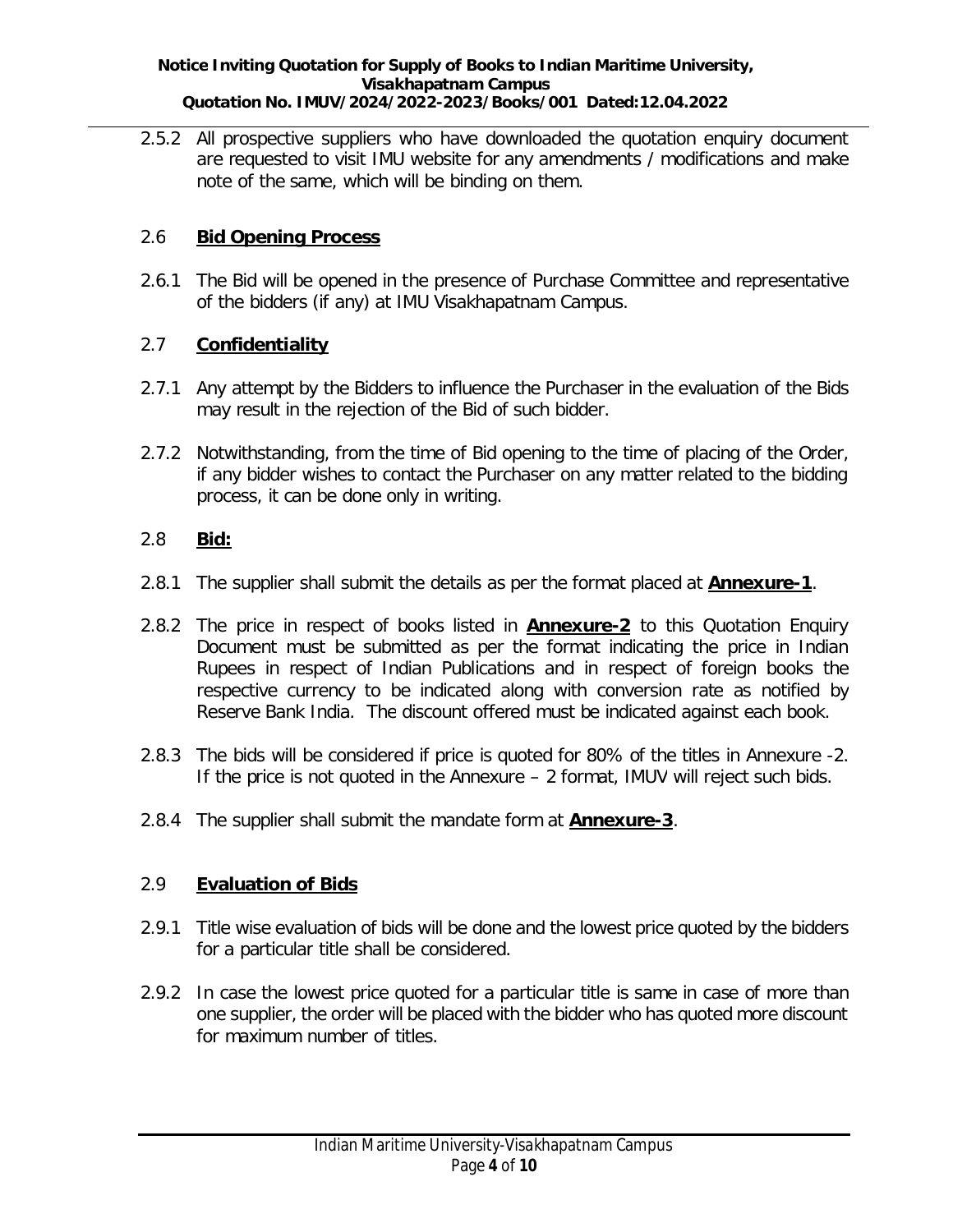2.5.2 All prospective suppliers who have downloaded the quotation enquiry document are requested to visit IMU website for any amendments / modifications and make note of the same, which will be binding on them.

## 2.6 Bid Opening Process

2.6.1 The Bid will be opened in the presence of Purchase Committee and representative of the bidders (if any) at IMU Visakhapatnam Campus.

## 2.7 Confidentiality

2.7.1 Any attempt by the Bidders to influence the Purchaser in the evaluation of the Bids may result in the rejection of the Bid of such bidder.

2.7.2 Notwithstanding, from the time of Bid opening to the time of placing of the Order, if any bidder wishes to contact the Purchaser on any matter related to the bidding process, it can be done only in writing.

## 2.8 Bid:

2.8.1 The supplier shall submit the details as per the format placed at **Annexure-1**.

2.8.2 The price in respect of books listed in **Annexure-2** to this Quotation Enquiry Document must be submitted as per the format indicating the price in Indian Rupees in respect of Indian Publications and in respect of foreign books the respective currency to be indicated along with conversion rate as notified by Reserve Bank India. The discount offered must be indicated against each book.

2.8.3 The bids will be considered if price is quoted for 80% of the titles in Annexure -2. If the price is not quoted in the Annexure – 2 format, IMUV will reject such bids.

2.8.4 The supplier shall submit the mandate form at **Annexure-3**.

## 2.9 Evaluation of Bids

2.9.1 Title wise evaluation of bids will be done and the lowest price quoted by the bidders for a particular title shall be considered.

2.9.2 In case the lowest price quoted for a particular title is same in case of more than one supplier, the order will be placed with the bidder who has quoted more discount for maximum number of titles.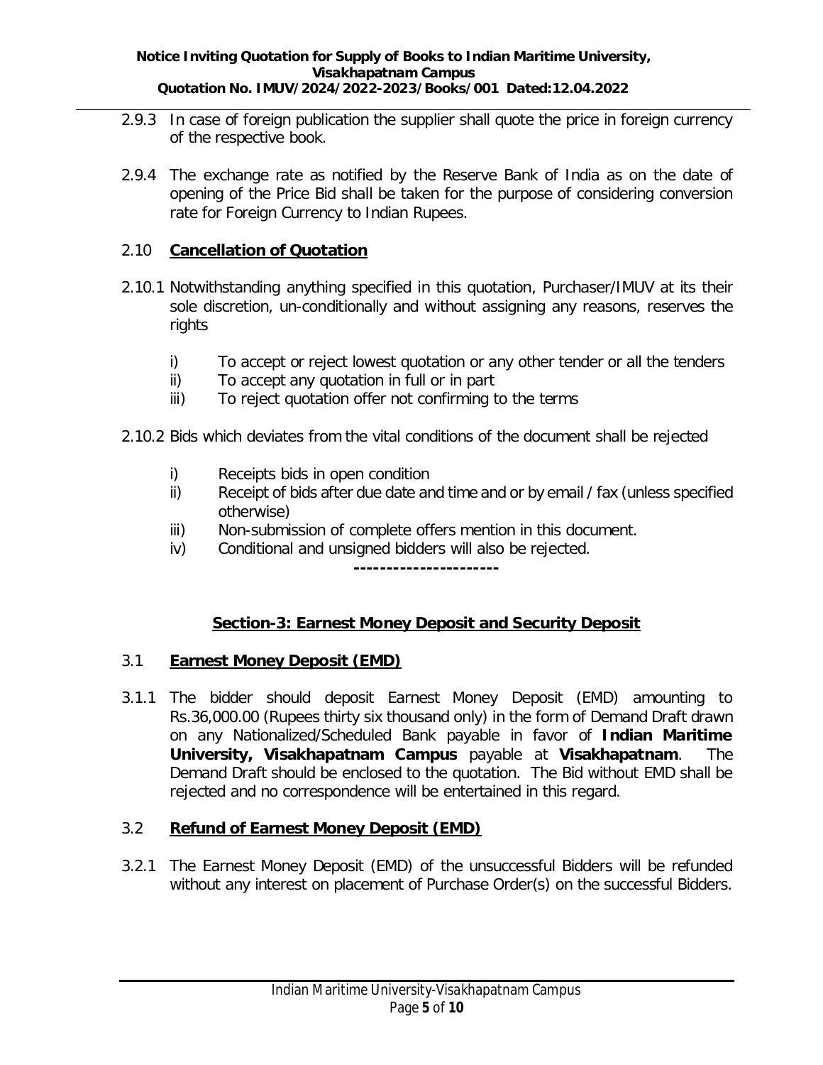2.9.3 In case of foreign publication the supplier shall quote the price in foreign currency of the respective book.

2.9.4 The exchange rate as notified by the Reserve Bank of India as on the date of opening of the Price Bid shall be taken for the purpose of considering conversion rate for Foreign Currency to Indian Rupees.

## 2.10 **Cancellation of Quotation**

2.10.1 Notwithstanding anything specified in this quotation, Purchaser/IMUV at its their sole discretion, un-conditionally and without assigning any reasons, reserves the rights

i) To accept or reject lowest quotation or any other tender or all the tenders
ii) To accept any quotation in full or in part
iii) To reject quotation offer not confirming to the terms

2.10.2 Bids which deviates from the vital conditions of the document shall be rejected

i) Receipts bids in open condition
ii) Receipt of bids after due date and time and or by email / fax (unless specified otherwise)
iii) Non-submission of complete offers mention in this document.
iv) Conditional and unsigned bidders will also be rejected.

----------------------

# Section-3: Earnest Money Deposit and Security Deposit

## 3.1 **Earnest Money Deposit (EMD)**

3.1.1 The bidder should deposit Earnest Money Deposit (EMD) amounting to Rs.36,000.00 (Rupees thirty six thousand only) in the form of Demand Draft drawn on any Nationalized/Scheduled Bank payable in favor of **Indian Maritime University, Visakhapatnam Campus** payable at **Visakhapatnam**. The Demand Draft should be enclosed to the quotation. The Bid without EMD shall be rejected and no correspondence will be entertained in this regard.

## 3.2 **Refund of Earnest Money Deposit (EMD)**

3.2.1 The Earnest Money Deposit (EMD) of the unsuccessful Bidders will be refunded without any interest on placement of Purchase Order(s) on the successful Bidders.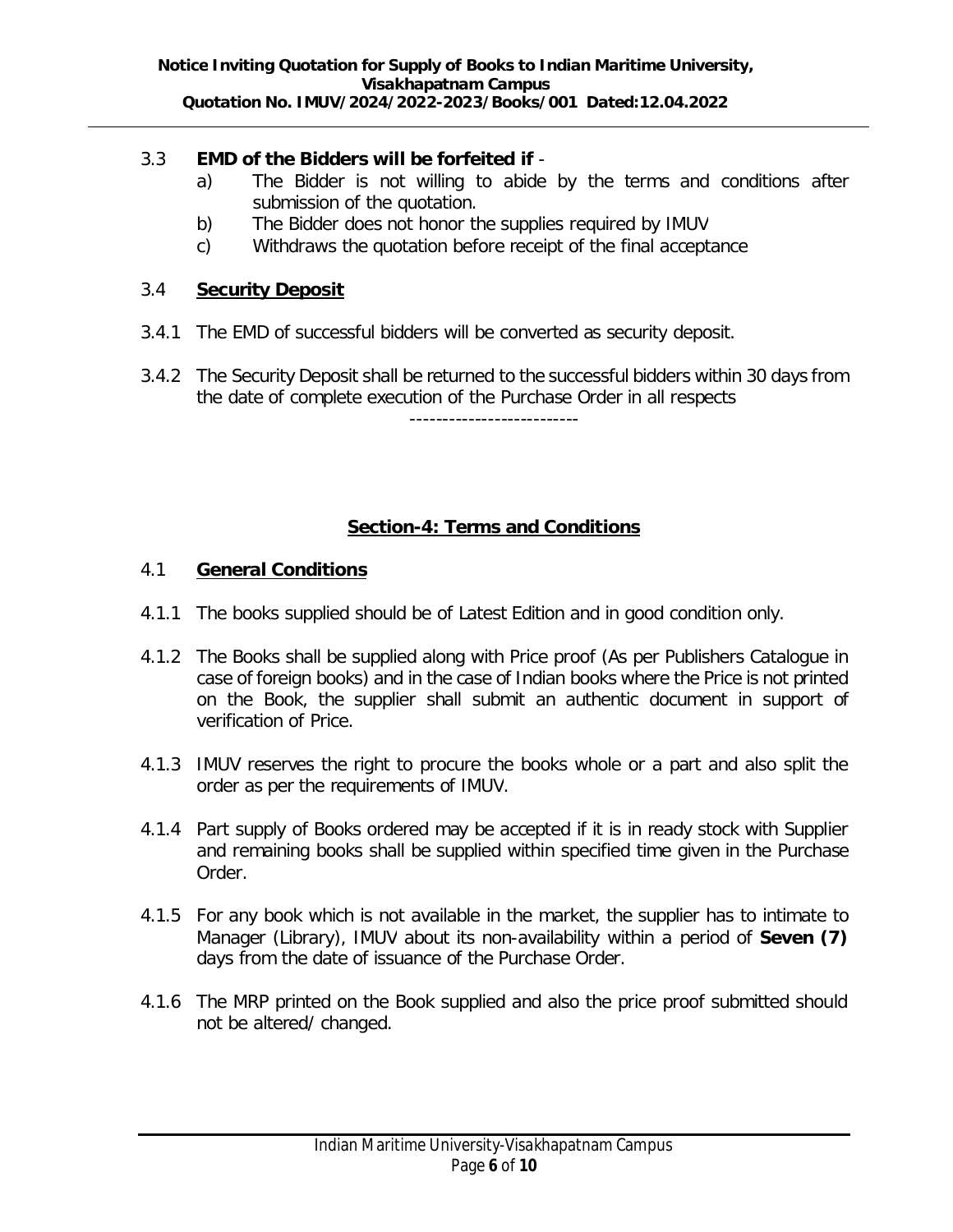3.3 **EMD of the Bidders will be forfeited if** -

a) The Bidder is not willing to abide by the terms and conditions after submission of the quotation.

b) The Bidder does not honor the supplies required by IMUV

c) Withdraws the quotation before receipt of the final acceptance

3.4 **Security Deposit**

3.4.1 The EMD of successful bidders will be converted as security deposit.

3.4.2 The Security Deposit shall be returned to the successful bidders within 30 days from the date of complete execution of the Purchase Order in all respects

-------------------------

## Section-4: Terms and Conditions

4.1 **General Conditions**

4.1.1 The books supplied should be of Latest Edition and in good condition only.

4.1.2 The Books shall be supplied along with Price proof (As per Publishers Catalogue in case of foreign books) and in the case of Indian books where the Price is not printed on the Book, the supplier shall submit an authentic document in support of verification of Price.

4.1.3 IMUV reserves the right to procure the books whole or a part and also split the order as per the requirements of IMUV.

4.1.4 Part supply of Books ordered may be accepted if it is in ready stock with Supplier and remaining books shall be supplied within specified time given in the Purchase Order.

4.1.5 For any book which is not available in the market, the supplier has to intimate to Manager (Library), IMUV about its non-availability within a period of **Seven (7)** days from the date of issuance of the Purchase Order.

4.1.6 The MRP printed on the Book supplied and also the price proof submitted should not be altered/ changed.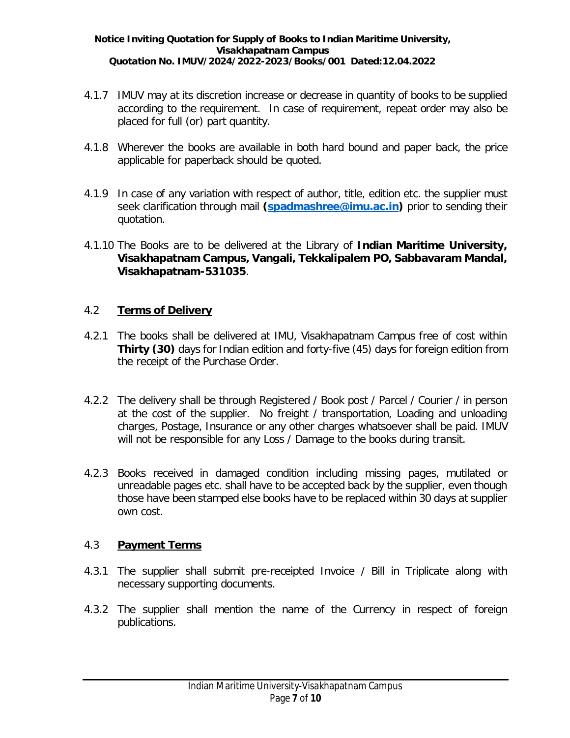4.1.7 IMUV may at its discretion increase or decrease in quantity of books to be supplied according to the requirement. In case of requirement, repeat order may also be placed for full (or) part quantity.

4.1.8 Wherever the books are available in both hard bound and paper back, the price applicable for paperback should be quoted.

4.1.9 In case of any variation with respect of author, title, edition etc. the supplier must seek clarification through mail **(spadmashree@imu.ac.in)** prior to sending their quotation.

4.1.10 The Books are to be delivered at the Library of **Indian Maritime University, Visakhapatnam Campus, Vangali, Tekkalipalem PO, Sabbavaram Mandal, Visakhapatnam-531035**.

## 4.2 Terms of Delivery

4.2.1 The books shall be delivered at IMU, Visakhapatnam Campus free of cost within **Thirty (30)** days for Indian edition and forty-five (45) days for foreign edition from the receipt of the Purchase Order.

4.2.2 The delivery shall be through Registered / Book post / Parcel / Courier / in person at the cost of the supplier. No freight / transportation, Loading and unloading charges, Postage, Insurance or any other charges whatsoever shall be paid. IMUV will not be responsible for any Loss / Damage to the books during transit.

4.2.3 Books received in damaged condition including missing pages, mutilated or unreadable pages etc. shall have to be accepted back by the supplier, even though those have been stamped else books have to be replaced within 30 days at supplier own cost.

## 4.3 Payment Terms

4.3.1 The supplier shall submit pre-receipted Invoice / Bill in Triplicate along with necessary supporting documents.

4.3.2 The supplier shall mention the name of the Currency in respect of foreign publications.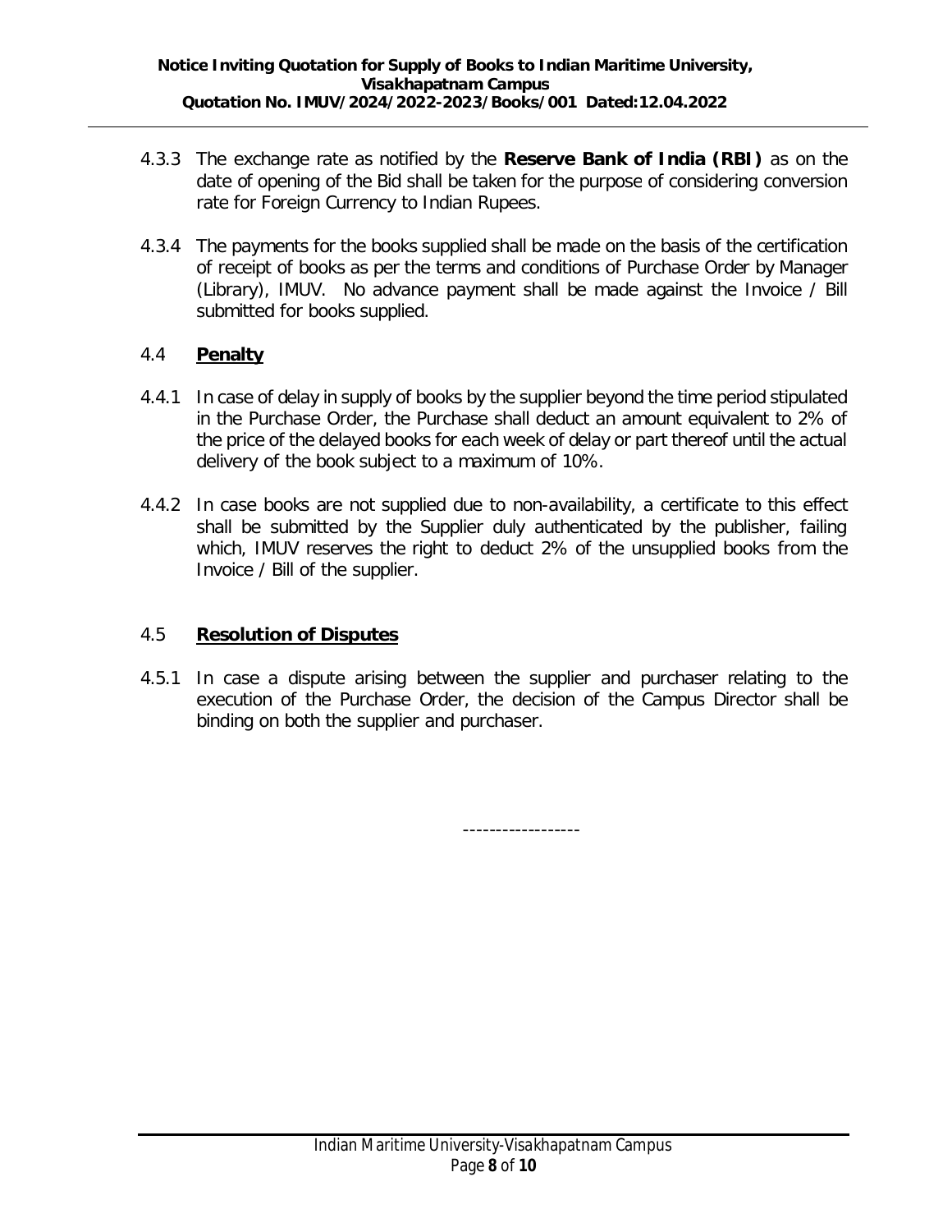4.3.3 The exchange rate as notified by the **Reserve Bank of India (RBI)** as on the date of opening of the Bid shall be taken for the purpose of considering conversion rate for Foreign Currency to Indian Rupees.

4.3.4 The payments for the books supplied shall be made on the basis of the certification of receipt of books as per the terms and conditions of Purchase Order by Manager (Library), IMUV. No advance payment shall be made against the Invoice / Bill submitted for books supplied.

## 4.4 **Penalty**

4.4.1 In case of delay in supply of books by the supplier beyond the time period stipulated in the Purchase Order, the Purchase shall deduct an amount equivalent to 2% of the price of the delayed books for each week of delay or part thereof until the actual delivery of the book subject to a maximum of 10%.

4.4.2 In case books are not supplied due to non-availability, a certificate to this effect shall be submitted by the Supplier duly authenticated by the publisher, failing which, IMUV reserves the right to deduct 2% of the unsupplied books from the Invoice / Bill of the supplier.

## 4.5 **Resolution of Disputes**

4.5.1 In case a dispute arising between the supplier and purchaser relating to the execution of the Purchase Order, the decision of the Campus Director shall be binding on both the supplier and purchaser.

------------------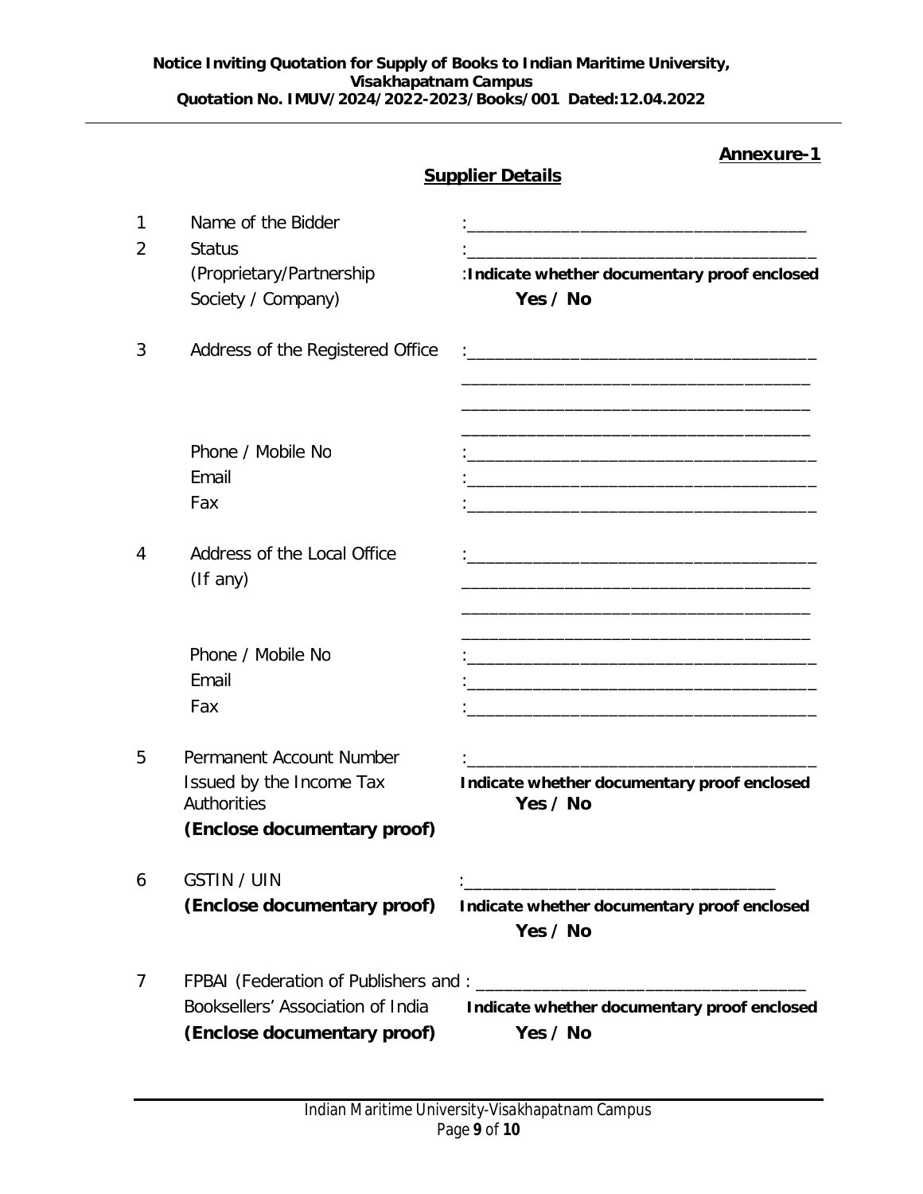**Annexure-1**

**Supplier Details**

| | | |
|---|---|---|
| 1 | Name of the Bidder | :___________________________________ |
| 2 | Status (Proprietary/Partnership Society / Company) | :___________________________________ <br> :**Indicate whether documentary proof enclosed** <br> **Yes / No** |
| 3 | Address of the Registered Office | :___________________________________ <br> ___________________________________ <br> ___________________________________ <br> ___________________________________ |
| | Phone / Mobile No | :___________________________________ |
| | Email | :___________________________________ |
| | Fax | :___________________________________ |
| 4 | Address of the Local Office (If any) | :___________________________________ <br> ___________________________________ <br> ___________________________________ <br> ___________________________________ |
| | Phone / Mobile No | :___________________________________ |
| | Email | :___________________________________ |
| | Fax | :___________________________________ |
| 5 | Permanent Account Number Issued by the Income Tax Authorities **(Enclose documentary proof)** | :___________________________________ <br> **Indicate whether documentary proof enclosed** <br> **Yes / No** |
| 6 | GSTIN / UIN **(Enclose documentary proof)** | :___________________________________ <br> **Indicate whether documentary proof enclosed** <br> **Yes / No** |
| 7 | FPBAI (Federation of Publishers and Booksellers' Association of India **(Enclose documentary proof)** | : ___________________________________ <br> **Indicate whether documentary proof enclosed** <br> **Yes / No** |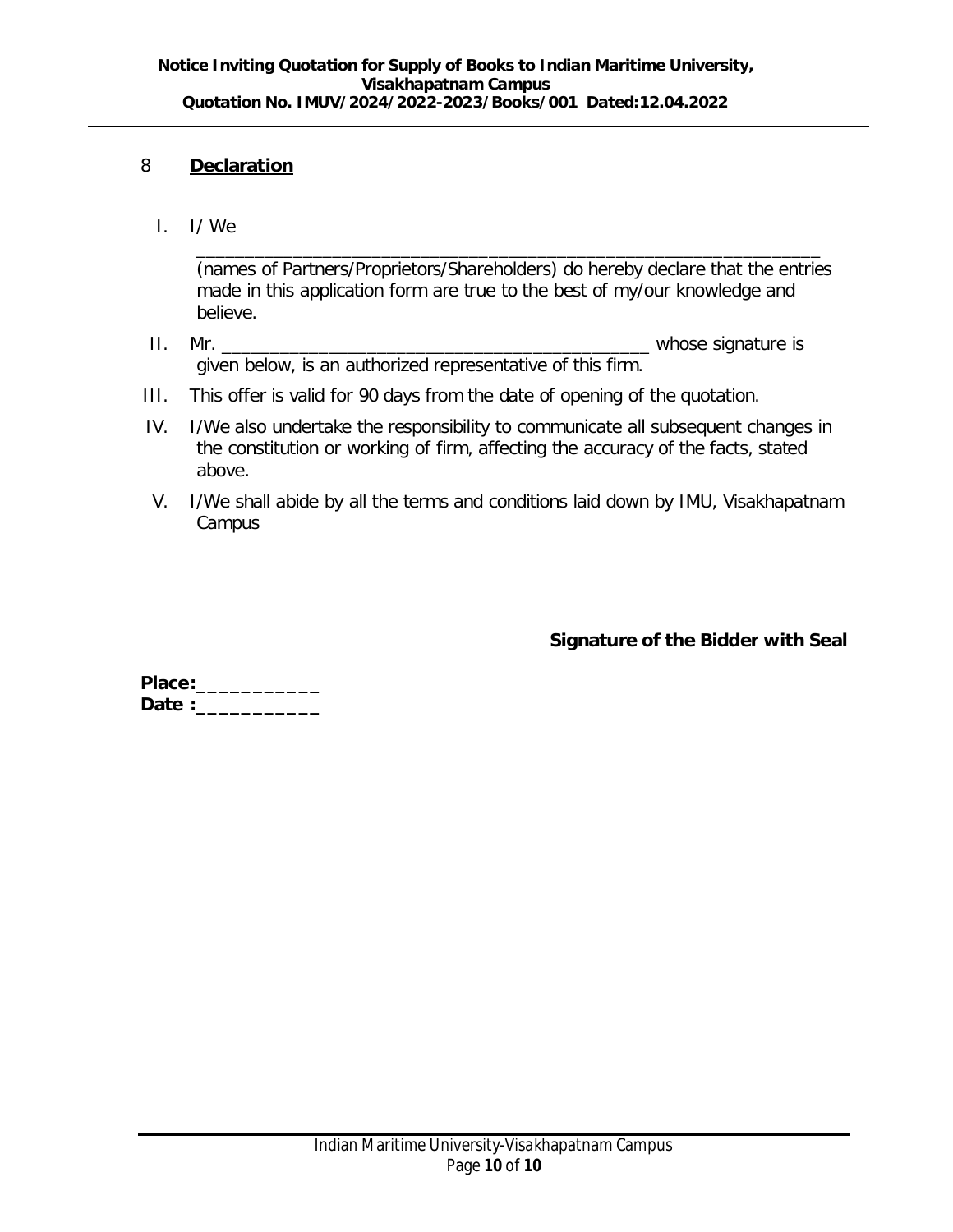## 8 **Declaration**

I. I/ We ______________________________________________________________ (names of Partners/Proprietors/Shareholders) do hereby declare that the entries made in this application form are true to the best of my/our knowledge and believe.

II. Mr. _____________________________________________ whose signature is given below, is an authorized representative of this firm.

III. This offer is valid for 90 days from the date of opening of the quotation.

IV. I/We also undertake the responsibility to communicate all subsequent changes in the constitution or working of firm, affecting the accuracy of the facts, stated above.

V. I/We shall abide by all the terms and conditions laid down by IMU, Visakhapatnam Campus

**Signature of the Bidder with Seal**

**Place:___________**
**Date :___________**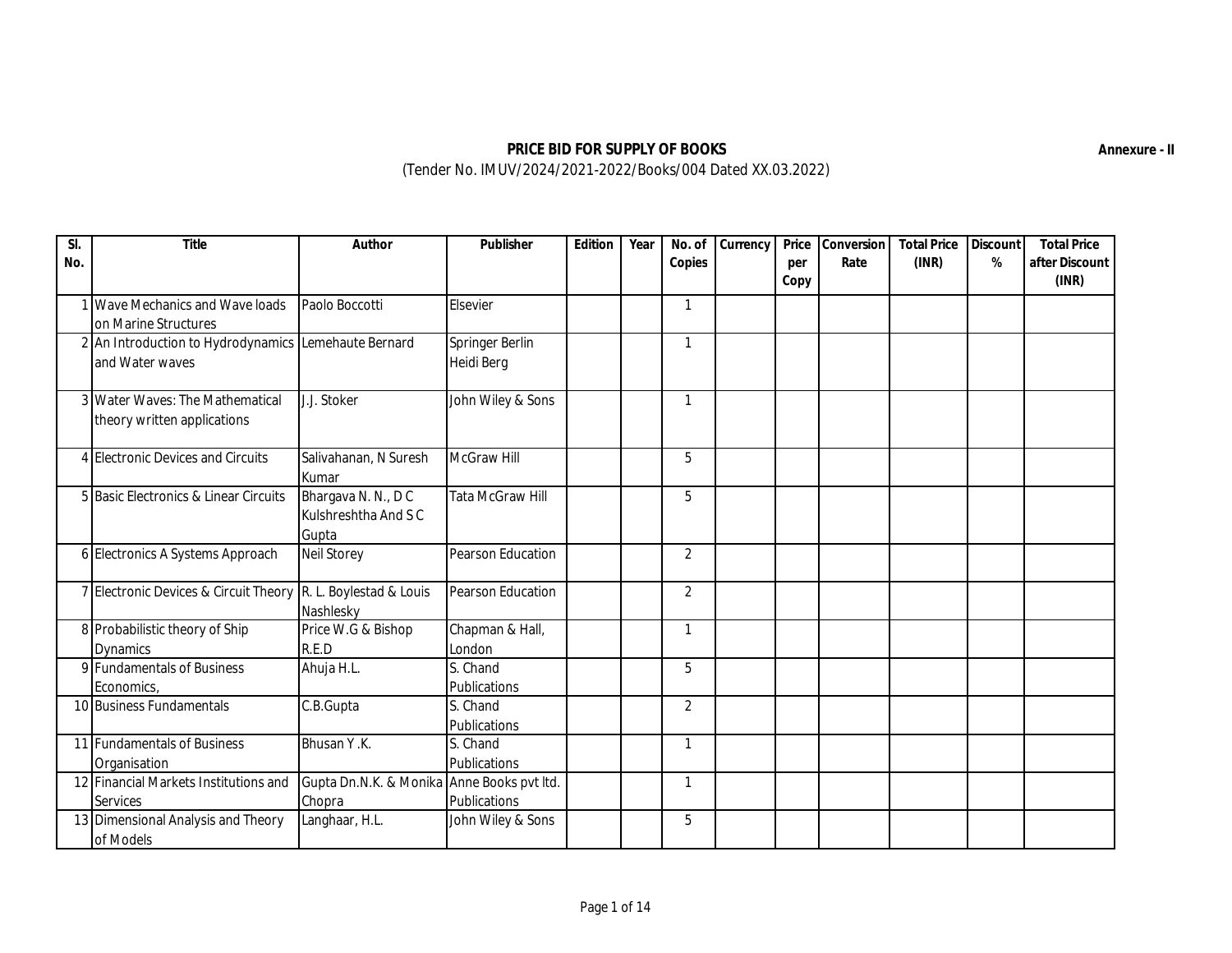**PRICE BID FOR SUPPLY OF BOOKS**

**Annexure - II**

(Tender No. IMUV/2024/2021-2022/Books/004 Dated XX.03.2022)

| Sl. No. | Title | Author | Publisher | Edition | Year | No. of Copies | Currency | Price per Copy | Conversion Rate | Total Price (INR) | Discount % | Total Price after Discount (INR) |
|---|---|---|---|---|---|---|---|---|---|---|---|---|
| 1 | Wave Mechanics and Wave loads on Marine Structures | Paolo Boccotti | Elsevier | | | 1 | | | | | | |
| 2 | An Introduction to Hydrodynamics and Water waves | Lemehaute Bernard | Springer Berlin Heidi Berg | | | 1 | | | | | | |
| 3 | Water Waves: The Mathematical theory written applications | J.J. Stoker | John Wiley & Sons | | | 1 | | | | | | |
| 4 | Electronic Devices and Circuits | Salivahanan, N Suresh Kumar | McGraw Hill | | | 5 | | | | | | |
| 5 | Basic Electronics & Linear Circuits | Bhargava N. N., D C Kulshreshtha And S C Gupta | Tata McGraw Hill | | | 5 | | | | | | |
| 6 | Electronics A Systems Approach | Neil Storey | Pearson Education | | | 2 | | | | | | |
| 7 | Electronic Devices & Circuit Theory | R. L. Boylestad & Louis Nashlesky | Pearson Education | | | 2 | | | | | | |
| 8 | Probabilistic theory of Ship Dynamics | Price W.G & Bishop R.E.D | Chapman & Hall, London | | | 1 | | | | | | |
| 9 | Fundamentals of Business Economics, | Ahuja H.L. | S. Chand Publications | | | 5 | | | | | | |
| 10 | Business Fundamentals | C.B.Gupta | S. Chand Publications | | | 2 | | | | | | |
| 11 | Fundamentals of Business Organisation | Bhusan Y .K. | S. Chand Publications | | | 1 | | | | | | |
| 12 | Financial Markets Institutions and Services | Gupta Dn.N.K. & Monika Chopra | Anne Books pvt ltd. Publications | | | 1 | | | | | | |
| 13 | Dimensional Analysis and Theory of Models | Langhaar, H.L. | John Wiley & Sons | | | 5 | | | | | | |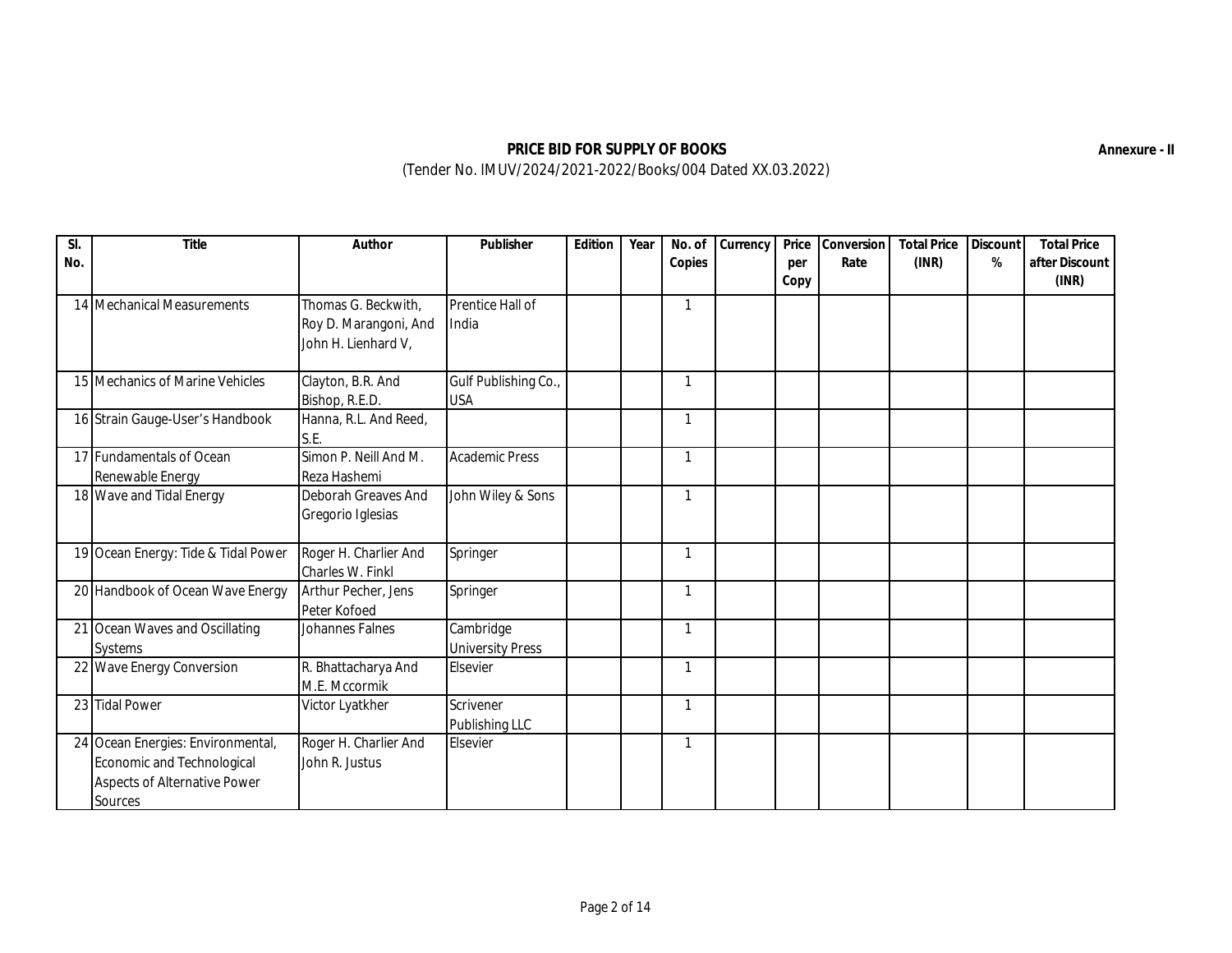**PRICE BID FOR SUPPLY OF BOOKS**

(Tender No. IMUV/2024/2021-2022/Books/004 Dated XX.03.2022)

**Annexure - II**

| Sl. No. | Title | Author | Publisher | Edition | Year | No. of Copies | Currency | Price per Copy | Conversion Rate | Total Price (INR) | Discount % | Total Price after Discount (INR) |
|---|---|---|---|---|---|---|---|---|---|---|---|---|
| 14 | Mechanical Measurements | Thomas G. Beckwith, Roy D. Marangoni, And John H. Lienhard V, | Prentice Hall of India | | | 1 | | | | | | |
| 15 | Mechanics of Marine Vehicles | Clayton, B.R. And Bishop, R.E.D. | Gulf Publishing Co., USA | | | 1 | | | | | | |
| 16 | Strain Gauge-User's Handbook | Hanna, R.L. And Reed, S.E. | | | | 1 | | | | | | |
| 17 | Fundamentals of Ocean Renewable Energy | Simon P. Neill And M. Reza Hashemi | Academic Press | | | 1 | | | | | | |
| 18 | Wave and Tidal Energy | Deborah Greaves And Gregorio Iglesias | John Wiley & Sons | | | 1 | | | | | | |
| 19 | Ocean Energy: Tide & Tidal Power | Roger H. Charlier And Charles W. Finkl | Springer | | | 1 | | | | | | |
| 20 | Handbook of Ocean Wave Energy | Arthur Pecher, Jens Peter Kofoed | Springer | | | 1 | | | | | | |
| 21 | Ocean Waves and Oscillating Systems | Johannes Falnes | Cambridge University Press | | | 1 | | | | | | |
| 22 | Wave Energy Conversion | R. Bhattacharya And M.E. Mccormik | Elsevier | | | 1 | | | | | | |
| 23 | Tidal Power | Victor Lyatkher | Scrivener Publishing LLC | | | 1 | | | | | | |
| 24 | Ocean Energies: Environmental, Economic and Technological Aspects of Alternative Power Sources | Roger H. Charlier And John R. Justus | Elsevier | | | 1 | | | | | | |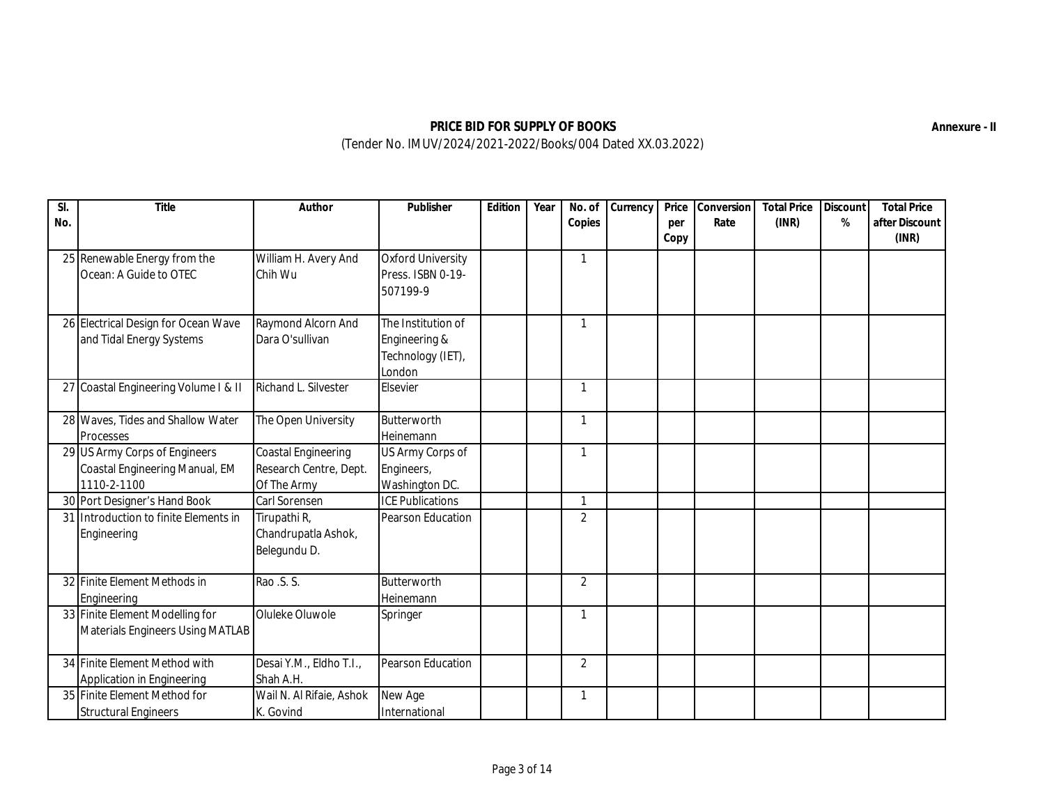**Annexure - II**

**PRICE BID FOR SUPPLY OF BOOKS**

(Tender No. IMUV/2024/2021-2022/Books/004 Dated XX.03.2022)

| Sl. No. | Title | Author | Publisher | Edition | Year | No. of Copies | Currency | Price per Copy | Conversion Rate | Total Price (INR) | Discount % | Total Price after Discount (INR) |
|---|---|---|---|---|---|---|---|---|---|---|---|---|
| 25 | Renewable Energy from the Ocean: A Guide to OTEC | William H. Avery And Chih Wu | Oxford University Press. ISBN 0-19-507199-9 | | | 1 | | | | | | |
| 26 | Electrical Design for Ocean Wave and Tidal Energy Systems | Raymond Alcorn And Dara O'sullivan | The Institution of Engineering & Technology (IET), London | | | 1 | | | | | | |
| 27 | Coastal Engineering Volume I & II | Richard L. Silvester | Elsevier | | | 1 | | | | | | |
| 28 | Waves, Tides and Shallow Water Processes | The Open University | Butterworth Heinemann | | | 1 | | | | | | |
| 29 | US Army Corps of Engineers Coastal Engineering Manual, EM 1110-2-1100 | Coastal Engineering Research Centre, Dept. Of The Army | US Army Corps of Engineers, Washington DC. | | | 1 | | | | | | |
| 30 | Port Designer's Hand Book | Carl Sorensen | ICE Publications | | | 1 | | | | | | |
| 31 | Introduction to finite Elements in Engineering | Tirupathi R, Chandrupatla Ashok, Belegundu D. | Pearson Education | | | 2 | | | | | | |
| 32 | Finite Element Methods in Engineering | Rao .S. S. | Butterworth Heinemann | | | 2 | | | | | | |
| 33 | Finite Element Modelling for Materials Engineers Using MATLAB | Oluleke Oluwole | Springer | | | 1 | | | | | | |
| 34 | Finite Element Method with Application in Engineering | Desai Y.M., Eldho T.I., Shah A.H. | Pearson Education | | | 2 | | | | | | |
| 35 | Finite Element Method for Structural Engineers | Wail N. Al Rifaie, Ashok K. Govind | New Age International | | | 1 | | | | | | |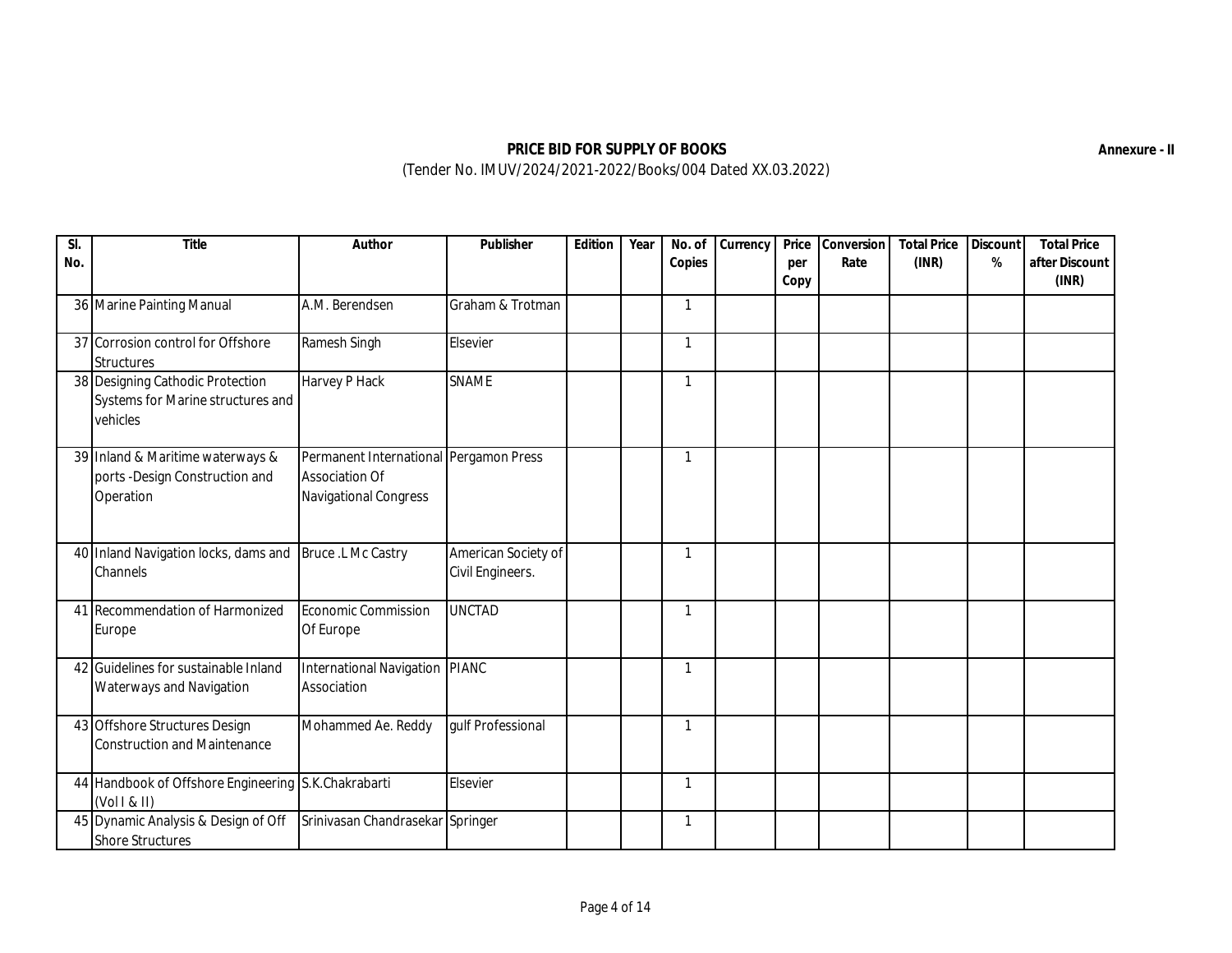**Annexure - II**

**PRICE BID FOR SUPPLY OF BOOKS**

(Tender No. IMUV/2024/2021-2022/Books/004 Dated XX.03.2022)

| Sl. No. | Title | Author | Publisher | Edition | Year | No. of Copies | Currency | Price per Copy | Conversion Rate | Total Price (INR) | Discount % | Total Price after Discount (INR) |
|---|---|---|---|---|---|---|---|---|---|---|---|---|
| 36 | Marine Painting Manual | A.M. Berendsen | Graham & Trotman | | | 1 | | | | | | |
| 37 | Corrosion control for Offshore Structures | Ramesh Singh | Elsevier | | | 1 | | | | | | |
| 38 | Designing Cathodic Protection Systems for Marine structures and vehicles | Harvey P Hack | SNAME | | | 1 | | | | | | |
| 39 | Inland & Maritime waterways & ports -Design Construction and Operation | Permanent International Association Of Navigational Congress | Pergamon Press | | | 1 | | | | | | |
| 40 | Inland Navigation locks, dams and Channels | Bruce .L Mc Castry | American Society of Civil Engineers. | | | 1 | | | | | | |
| 41 | Recommendation of Harmonized Europe | Economic Commission Of Europe | UNCTAD | | | 1 | | | | | | |
| 42 | Guidelines for sustainable Inland Waterways and Navigation | International Navigation Association | PIANC | | | 1 | | | | | | |
| 43 | Offshore Structures Design Construction and Maintenance | Mohammed Ae. Reddy | gulf Professional | | | 1 | | | | | | |
| 44 | Handbook of Offshore Engineering (Vol I & II) | S.K.Chakrabarti | Elsevier | | | 1 | | | | | | |
| 45 | Dynamic Analysis & Design of Off Shore Structures | Srinivasan Chandrasekar | Springer | | | 1 | | | | | | |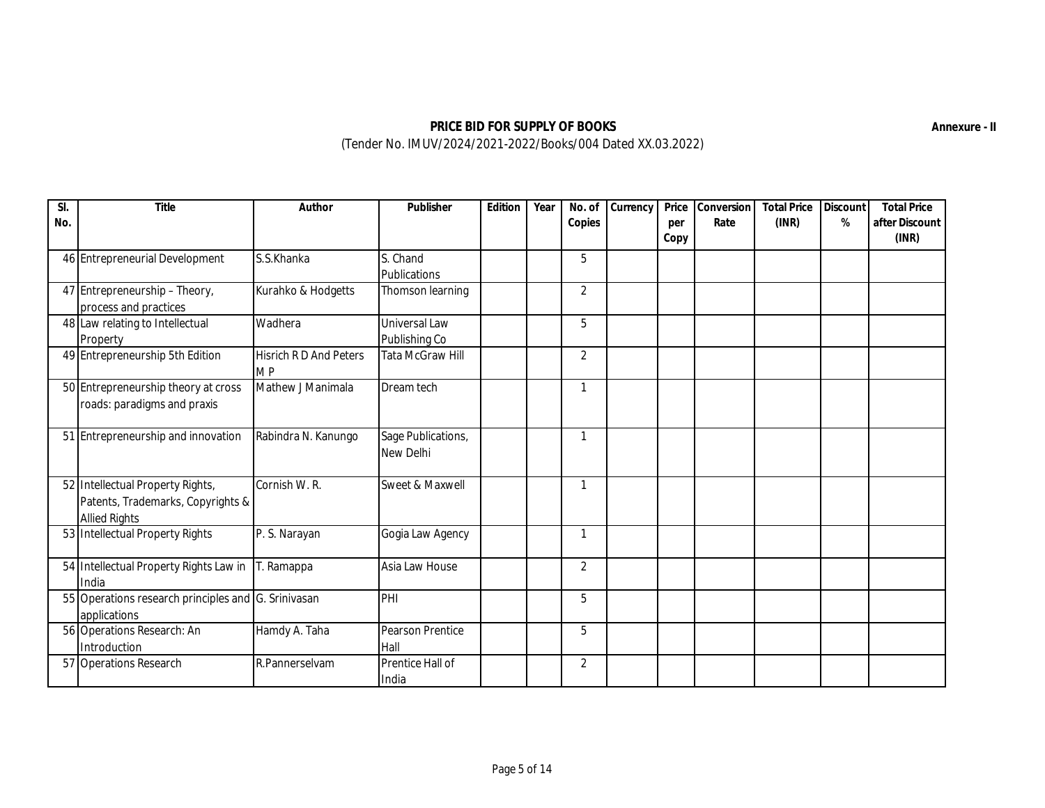**Annexure - II**

**PRICE BID FOR SUPPLY OF BOOKS**

(Tender No. IMUV/2024/2021-2022/Books/004 Dated XX.03.2022)

| Sl. No. | Title | Author | Publisher | Edition | Year | No. of Copies | Currency | Price per Copy | Conversion Rate | Total Price (INR) | Discount % | Total Price after Discount (INR) |
|---|---|---|---|---|---|---|---|---|---|---|---|---|
| 46 | Entrepreneurial Development | S.S.Khanka | S. Chand Publications | | | 5 | | | | | | |
| 47 | Entrepreneurship – Theory, process and practices | Kurahko & Hodgetts | Thomson learning | | | 2 | | | | | | |
| 48 | Law relating to Intellectual Property | Wadhera | Universal Law Publishing Co | | | 5 | | | | | | |
| 49 | Entrepreneurship 5th Edition | Hisrich R D And Peters M P | Tata McGraw Hill | | | 2 | | | | | | |
| 50 | Entrepreneurship theory at cross roads: paradigms and praxis | Mathew J Manimala | Dream tech | | | 1 | | | | | | |
| 51 | Entrepreneurship and innovation | Rabindra N. Kanungo | Sage Publications, New Delhi | | | 1 | | | | | | |
| 52 | Intellectual Property Rights, Patents, Trademarks, Copyrights & Allied Rights | Cornish W. R. | Sweet & Maxwell | | | 1 | | | | | | |
| 53 | Intellectual Property Rights | P. S. Narayan | Gogia Law Agency | | | 1 | | | | | | |
| 54 | Intellectual Property Rights Law in India | T. Ramappa | Asia Law House | | | 2 | | | | | | |
| 55 | Operations research principles and applications | G. Srinivasan | PHI | | | 5 | | | | | | |
| 56 | Operations Research: An Introduction | Hamdy A. Taha | Pearson Prentice Hall | | | 5 | | | | | | |
| 57 | Operations Research | R.Pannerselvam | Prentice Hall of India | | | 2 | | | | | | |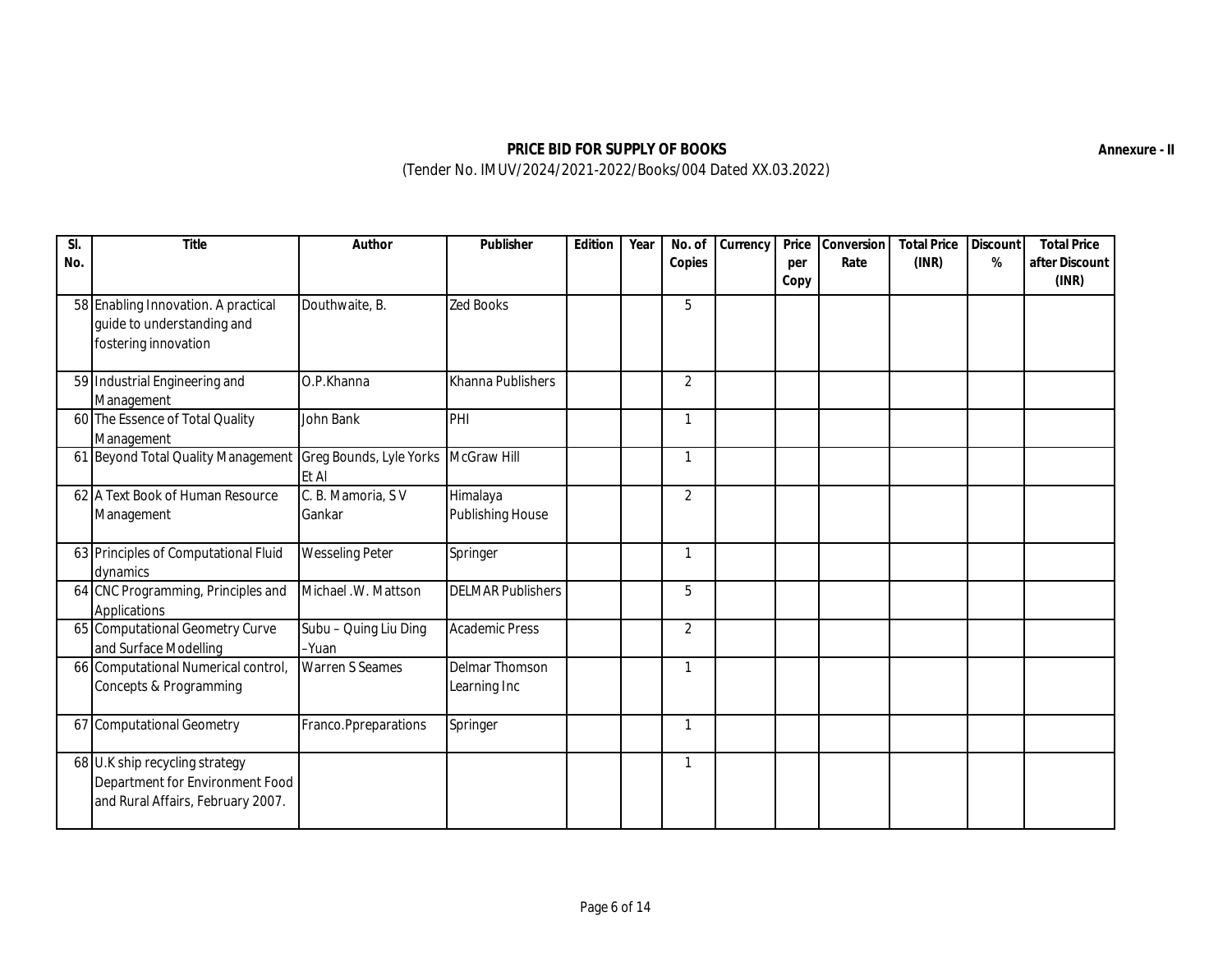**PRICE BID FOR SUPPLY OF BOOKS**

(Tender No. IMUV/2024/2021-2022/Books/004 Dated XX.03.2022)

**Annexure - II**

| Sl. No. | Title | Author | Publisher | Edition | Year | No. of Copies | Currency | Price per Copy | Conversion Rate | Total Price (INR) | Discount % | Total Price after Discount (INR) |
|---|---|---|---|---|---|---|---|---|---|---|---|---|
| 58 | Enabling Innovation. A practical guide to understanding and fostering innovation | Douthwaite, B. | Zed Books | | | 5 | | | | | | |
| 59 | Industrial Engineering and Management | O.P.Khanna | Khanna Publishers | | | 2 | | | | | | |
| 60 | The Essence of Total Quality Management | John Bank | PHI | | | 1 | | | | | | |
| 61 | Beyond Total Quality Management | Greg Bounds, Lyle Yorks Et Al | McGraw Hill | | | 1 | | | | | | |
| 62 | A Text Book of Human Resource Management | C. B. Mamoria, S V Gankar | Himalaya Publishing House | | | 2 | | | | | | |
| 63 | Principles of Computational Fluid dynamics | Wesseling Peter | Springer | | | 1 | | | | | | |
| 64 | CNC Programming, Principles and Applications | Michael .W. Mattson | DELMAR Publishers | | | 5 | | | | | | |
| 65 | Computational Geometry Curve and Surface Modelling | Subu – Quing Liu Ding –Yuan | Academic Press | | | 2 | | | | | | |
| 66 | Computational Numerical control, Concepts & Programming | Warren S Seames | Delmar Thomson Learning Inc | | | 1 | | | | | | |
| 67 | Computational Geometry | Franco.Ppreparations | Springer | | | 1 | | | | | | |
| 68 | U.K ship recycling strategy Department for Environment Food and Rural Affairs, February 2007. | | | | | 1 | | | | | | |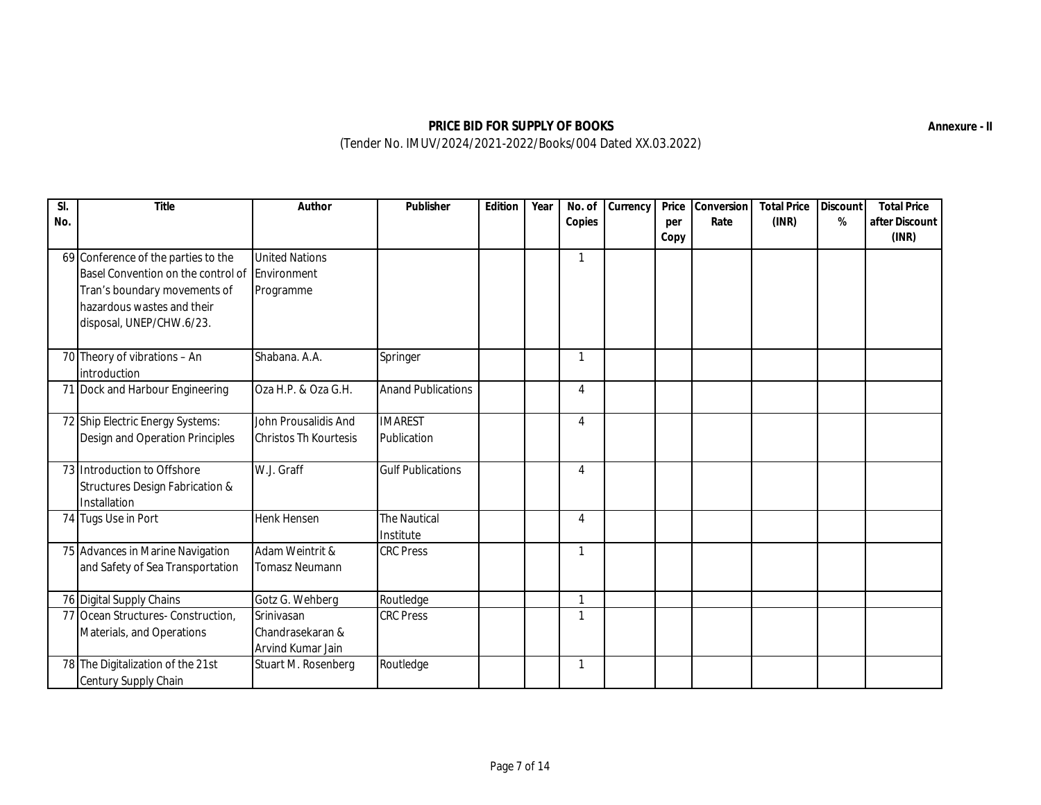**Annexure - II**

**PRICE BID FOR SUPPLY OF BOOKS**

(Tender No. IMUV/2024/2021-2022/Books/004 Dated XX.03.2022)

| Sl. No. | Title | Author | Publisher | Edition | Year | No. of Copies | Currency | Price per Copy | Conversion Rate | Total Price (INR) | Discount % | Total Price after Discount (INR) |
|---|---|---|---|---|---|---|---|---|---|---|---|---|
| 69 | Conference of the parties to the Basel Convention on the control of Tran's boundary movements of hazardous wastes and their disposal, UNEP/CHW.6/23. | United Nations Environment Programme | | | | 1 | | | | | | |
| 70 | Theory of vibrations – An introduction | Shabana. A.A. | Springer | | | 1 | | | | | | |
| 71 | Dock and Harbour Engineering | Oza H.P. & Oza G.H. | Anand Publications | | | 4 | | | | | | |
| 72 | Ship Electric Energy Systems: Design and Operation Principles | John Prousalidis And Christos Th Kourtesis | IMAREST Publication | | | 4 | | | | | | |
| 73 | Introduction to Offshore Structures Design Fabrication & Installation | W.J. Graff | Gulf Publications | | | 4 | | | | | | |
| 74 | Tugs Use in Port | Henk Hensen | The Nautical Institute | | | 4 | | | | | | |
| 75 | Advances in Marine Navigation and Safety of Sea Transportation | Adam Weintrit & Tomasz Neumann | CRC Press | | | 1 | | | | | | |
| 76 | Digital Supply Chains | Gotz G. Wehberg | Routledge | | | 1 | | | | | | |
| 77 | Ocean Structures- Construction, Materials, and Operations | Srinivasan Chandrasekaran & Arvind Kumar Jain | CRC Press | | | 1 | | | | | | |
| 78 | The Digitalization of the 21st Century Supply Chain | Stuart M. Rosenberg | Routledge | | | 1 | | | | | | |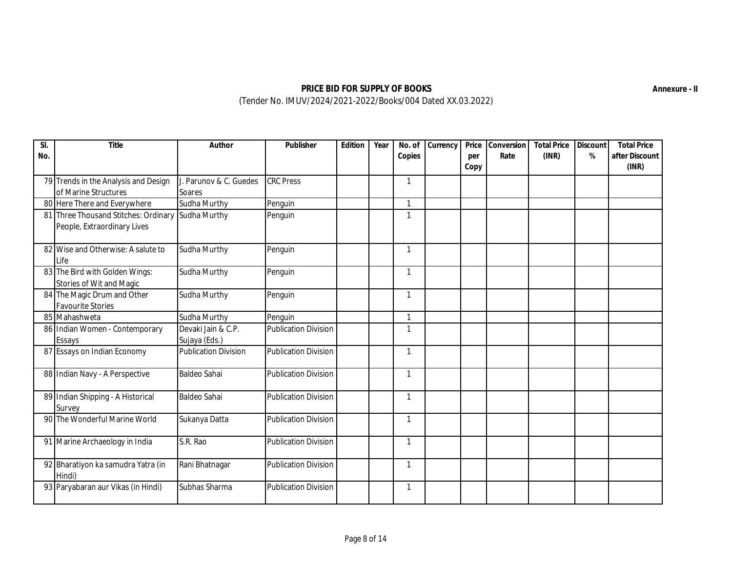**Annexure - II**

## PRICE BID FOR SUPPLY OF BOOKS

(Tender No. IMUV/2024/2021-2022/Books/004 Dated XX.03.2022)

| Sl. No. | Title | Author | Publisher | Edition | Year | No. of Copies | Currency | Price per Copy | Conversion Rate | Total Price (INR) | Discount % | Total Price after Discount (INR) |
|---|---|---|---|---|---|---|---|---|---|---|---|---|
| 79 | Trends in the Analysis and Design of Marine Structures | J. Parunov & C. Guedes Soares | CRC Press | | | 1 | | | | | | |
| 80 | Here There and Everywhere | Sudha Murthy | Penguin | | | 1 | | | | | | |
| 81 | Three Thousand Stitches: Ordinary People, Extraordinary Lives | Sudha Murthy | Penguin | | | 1 | | | | | | |
| 82 | Wise and Otherwise: A salute to Life | Sudha Murthy | Penguin | | | 1 | | | | | | |
| 83 | The Bird with Golden Wings: Stories of Wit and Magic | Sudha Murthy | Penguin | | | 1 | | | | | | |
| 84 | The Magic Drum and Other Favourite Stories | Sudha Murthy | Penguin | | | 1 | | | | | | |
| 85 | Mahashweta | Sudha Murthy | Penguin | | | 1 | | | | | | |
| 86 | Indian Women - Contemporary Essays | Devaki Jain & C.P. Sujaya (Eds.) | Publication Division | | | 1 | | | | | | |
| 87 | Essays on Indian Economy | Publication Division | Publication Division | | | 1 | | | | | | |
| 88 | Indian Navy - A Perspective | Baldeo Sahai | Publication Division | | | 1 | | | | | | |
| 89 | Indian Shipping - A Historical Survey | Baldeo Sahai | Publication Division | | | 1 | | | | | | |
| 90 | The Wonderful Marine World | Sukanya Datta | Publication Division | | | 1 | | | | | | |
| 91 | Marine Archaeology in India | S.R. Rao | Publication Division | | | 1 | | | | | | |
| 92 | Bharatiyon ka samudra Yatra (in Hindi) | Rani Bhatnagar | Publication Division | | | 1 | | | | | | |
| 93 | Paryabaran aur Vikas (in Hindi) | Subhas Sharma | Publication Division | | | 1 | | | | | | |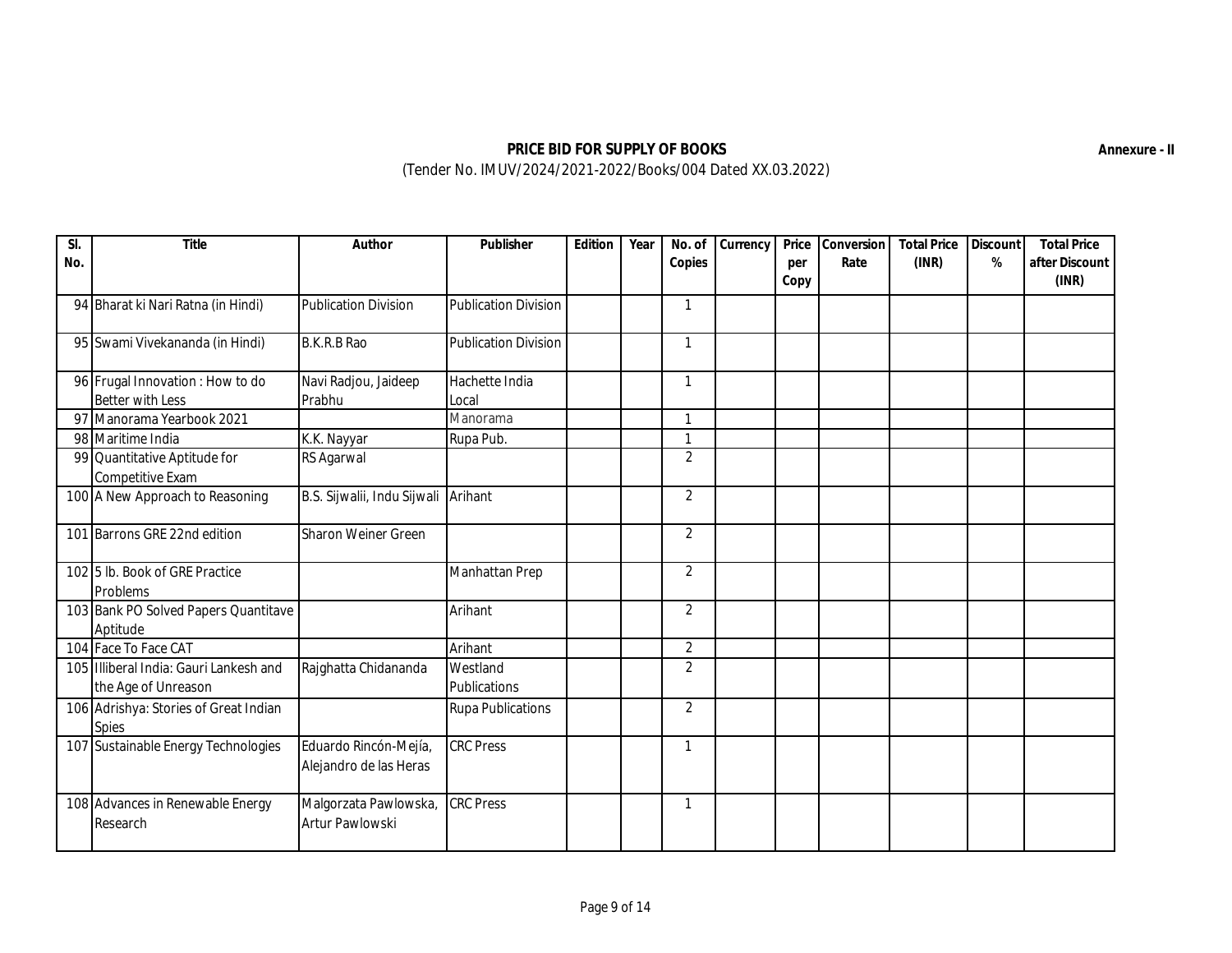Annexure - II

## PRICE BID FOR SUPPLY OF BOOKS

(Tender No. IMUV/2024/2021-2022/Books/004 Dated XX.03.2022)

| Sl. No. | Title | Author | Publisher | Edition | Year | No. of Copies | Currency | Price per Copy | Conversion Rate | Total Price (INR) | Discount % | Total Price after Discount (INR) |
|---|---|---|---|---|---|---|---|---|---|---|---|---|
| 94 | Bharat ki Nari Ratna (in Hindi) | Publication Division | Publication Division | | | 1 | | | | | | |
| 95 | Swami Vivekananda (in Hindi) | B.K.R.B Rao | Publication Division | | | 1 | | | | | | |
| 96 | Frugal Innovation : How to do Better with Less | Navi Radjou, Jaideep Prabhu | Hachette India Local | | | 1 | | | | | | |
| 97 | Manorama Yearbook 2021 | | Manorama | | | 1 | | | | | | |
| 98 | Maritime India | K.K. Nayyar | Rupa Pub. | | | 1 | | | | | | |
| 99 | Quantitative Aptitude for Competitive Exam | RS Agarwal | | | | 2 | | | | | | |
| 100 | A New Approach to Reasoning | B.S. Sijwalii, Indu Sijwali | Arihant | | | 2 | | | | | | |
| 101 | Barrons GRE 22nd edition | Sharon Weiner Green | | | | 2 | | | | | | |
| 102 | 5 lb. Book of GRE Practice Problems | | Manhattan Prep | | | 2 | | | | | | |
| 103 | Bank PO Solved Papers Quantitave Aptitude | | Arihant | | | 2 | | | | | | |
| 104 | Face To Face CAT | | Arihant | | | 2 | | | | | | |
| 105 | Illiberal India: Gauri Lankesh and the Age of Unreason | Rajghatta Chidananda | Westland Publications | | | 2 | | | | | | |
| 106 | Adrishya: Stories of Great Indian Spies | | Rupa Publications | | | 2 | | | | | | |
| 107 | Sustainable Energy Technologies | Eduardo Rincón-Mejía, Alejandro de las Heras | CRC Press | | | 1 | | | | | | |
| 108 | Advances in Renewable Energy Research | Malgorzata Pawlowska, Artur Pawlowski | CRC Press | | | 1 | | | | | | |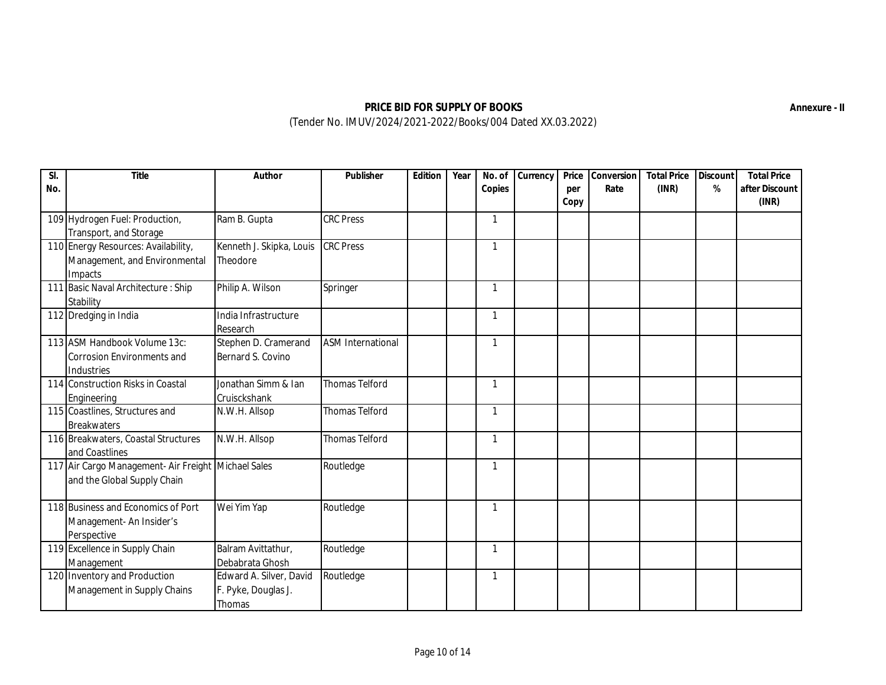**PRICE BID FOR SUPPLY OF BOOKS**

(Tender No. IMUV/2024/2021-2022/Books/004 Dated XX.03.2022)

**Annexure - II**

| Sl. No. | Title | Author | Publisher | Edition | Year | No. of Copies | Currency | Price per Copy | Conversion Rate | Total Price (INR) | Discount % | Total Price after Discount (INR) |
|---|---|---|---|---|---|---|---|---|---|---|---|---|
| 109 | Hydrogen Fuel: Production, Transport, and Storage | Ram B. Gupta | CRC Press | | | 1 | | | | | | |
| 110 | Energy Resources: Availability, Management, and Environmental Impacts | Kenneth J. Skipka, Louis Theodore | CRC Press | | | 1 | | | | | | |
| 111 | Basic Naval Architecture : Ship Stability | Philip A. Wilson | Springer | | | 1 | | | | | | |
| 112 | Dredging in India | India Infrastructure Research | | | | 1 | | | | | | |
| 113 | ASM Handbook Volume 13c: Corrosion Environments and Industries | Stephen D. Cramerand Bernard S. Covino | ASM International | | | 1 | | | | | | |
| 114 | Construction Risks in Coastal Engineering | Jonathan Simm & Ian Cruisckshank | Thomas Telford | | | 1 | | | | | | |
| 115 | Coastlines, Structures and Breakwaters | N.W.H. Allsop | Thomas Telford | | | 1 | | | | | | |
| 116 | Breakwaters, Coastal Structures and Coastlines | N.W.H. Allsop | Thomas Telford | | | 1 | | | | | | |
| 117 | Air Cargo Management- Air Freight and the Global Supply Chain | Michael Sales | Routledge | | | 1 | | | | | | |
| 118 | Business and Economics of Port Management- An Insider's Perspective | Wei Yim Yap | Routledge | | | 1 | | | | | | |
| 119 | Excellence in Supply Chain Management | Balram Avittathur, Debabrata Ghosh | Routledge | | | 1 | | | | | | |
| 120 | Inventory and Production Management in Supply Chains | Edward A. Silver, David F. Pyke, Douglas J. Thomas | Routledge | | | 1 | | | | | | |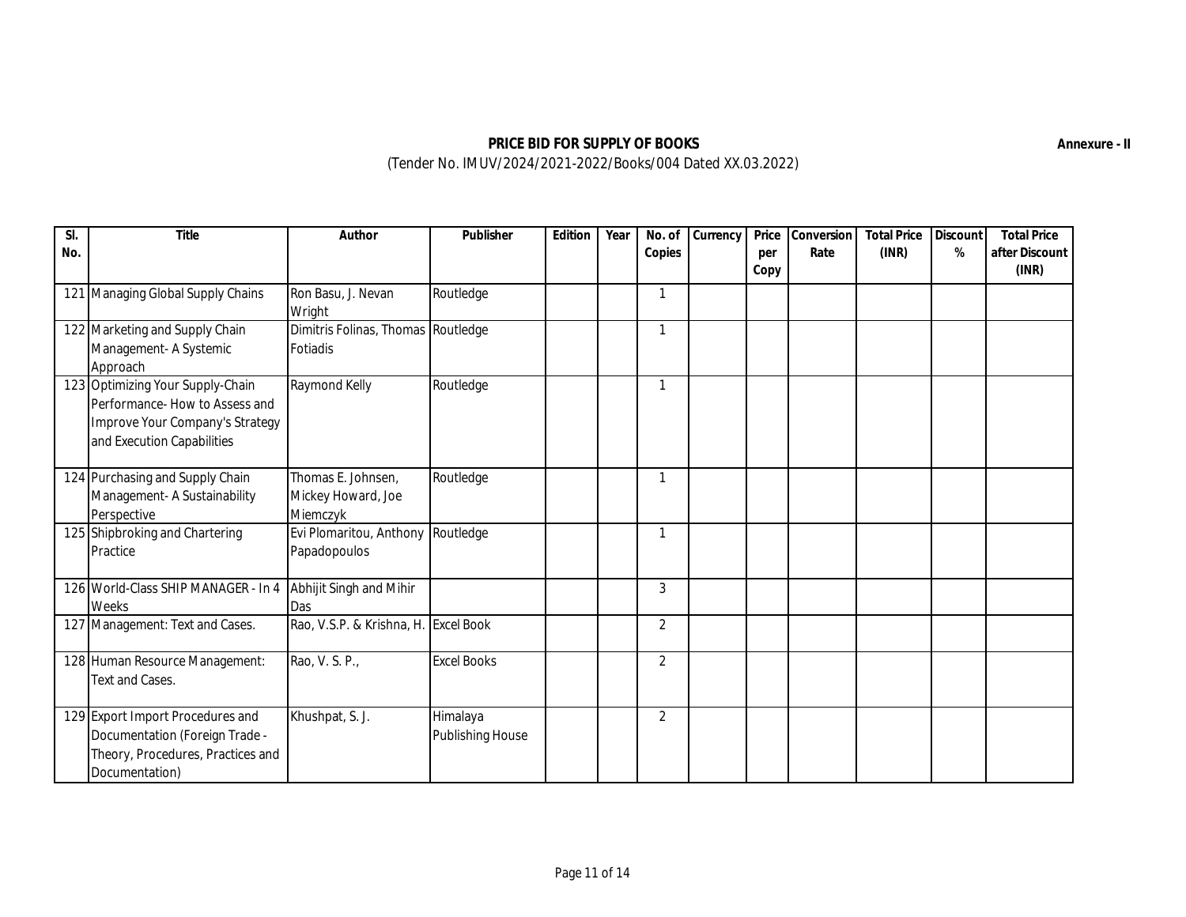**Annexure - II**

**PRICE BID FOR SUPPLY OF BOOKS**

(Tender No. IMUV/2024/2021-2022/Books/004 Dated XX.03.2022)

| Sl. No. | Title | Author | Publisher | Edition | Year | No. of Copies | Currency | Price per Copy | Conversion Rate | Total Price (INR) | Discount % | Total Price after Discount (INR) |
|---|---|---|---|---|---|---|---|---|---|---|---|---|
| 121 | Managing Global Supply Chains | Ron Basu, J. Nevan Wright | Routledge | | | 1 | | | | | | |
| 122 | Marketing and Supply Chain Management- A Systemic Approach | Dimitris Folinas, Thomas Fotiadis | Routledge | | | 1 | | | | | | |
| 123 | Optimizing Your Supply-Chain Performance- How to Assess and Improve Your Company's Strategy and Execution Capabilities | Raymond Kelly | Routledge | | | 1 | | | | | | |
| 124 | Purchasing and Supply Chain Management- A Sustainability Perspective | Thomas E. Johnsen, Mickey Howard, Joe Miemczyk | Routledge | | | 1 | | | | | | |
| 125 | Shipbroking and Chartering Practice | Evi Plomaritou, Anthony Papadopoulos | Routledge | | | 1 | | | | | | |
| 126 | World-Class SHIP MANAGER - In 4 Weeks | Abhijit Singh and Mihir Das | | | | 3 | | | | | | |
| 127 | Management: Text and Cases. | Rao, V.S.P. & Krishna, H. | Excel Book | | | 2 | | | | | | |
| 128 | Human Resource Management: Text and Cases. | Rao, V. S. P., | Excel Books | | | 2 | | | | | | |
| 129 | Export Import Procedures and Documentation (Foreign Trade - Theory, Procedures, Practices and Documentation) | Khushpat, S. J. | Himalaya Publishing House | | | 2 | | | | | | |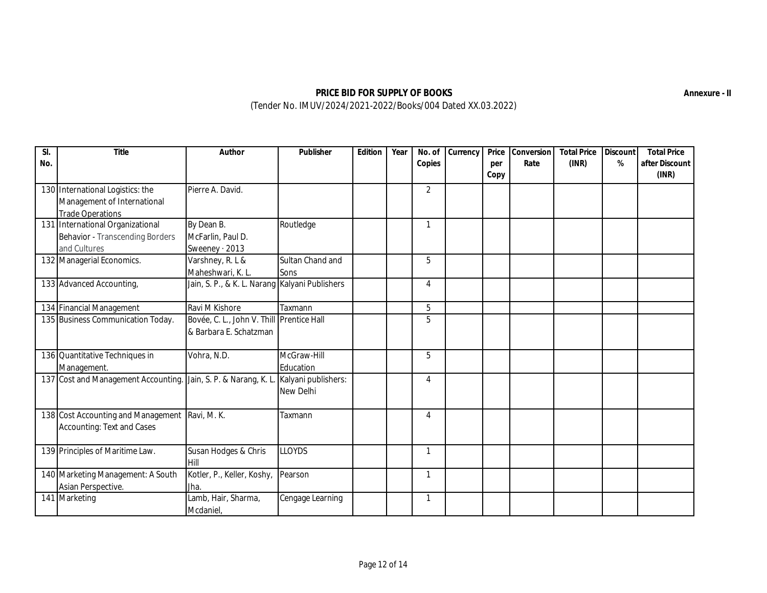**Annexure - II**

**PRICE BID FOR SUPPLY OF BOOKS**

(Tender No. IMUV/2024/2021-2022/Books/004 Dated XX.03.2022)

| Sl. No. | Title | Author | Publisher | Edition | Year | No. of Copies | Currency | Price per Copy | Conversion Rate | Total Price (INR) | Discount % | Total Price after Discount (INR) |
|---|---|---|---|---|---|---|---|---|---|---|---|---|
| 130 | International Logistics: the Management of International Trade Operations | Pierre A. David. | | | | 2 | | | | | | |
| 131 | International Organizational Behavior - Transcending Borders and Cultures | By Dean B. McFarlin, Paul D. Sweeney · 2013 | Routledge | | | 1 | | | | | | |
| 132 | Managerial Economics. | Varshney, R. L & Maheshwari, K. L. | Sultan Chand and Sons | | | 5 | | | | | | |
| 133 | Advanced Accounting, | Jain, S. P., & K. L. Narang | Kalyani Publishers | | | 4 | | | | | | |
| 134 | Financial Management | Ravi M Kishore | Taxmann | | | 5 | | | | | | |
| 135 | Business Communication Today. | Bovée, C. L., John V. Thill & Barbara E. Schatzman | Prentice Hall | | | 5 | | | | | | |
| 136 | Quantitative Techniques in Management. | Vohra, N.D. | McGraw-Hill Education | | | 5 | | | | | | |
| 137 | Cost and Management Accounting. | Jain, S. P. & Narang, K. L. | Kalyani publishers: New Delhi | | | 4 | | | | | | |
| 138 | Cost Accounting and Management Accounting: Text and Cases | Ravi, M. K. | Taxmann | | | 4 | | | | | | |
| 139 | Principles of Maritime Law. | Susan Hodges & Chris Hill | LLOYDS | | | 1 | | | | | | |
| 140 | Marketing Management: A South Asian Perspective. | Kotler, P., Keller, Koshy, Jha. | Pearson | | | 1 | | | | | | |
| 141 | Marketing | Lamb, Hair, Sharma, Mcdaniel, | Cengage Learning | | | 1 | | | | | | |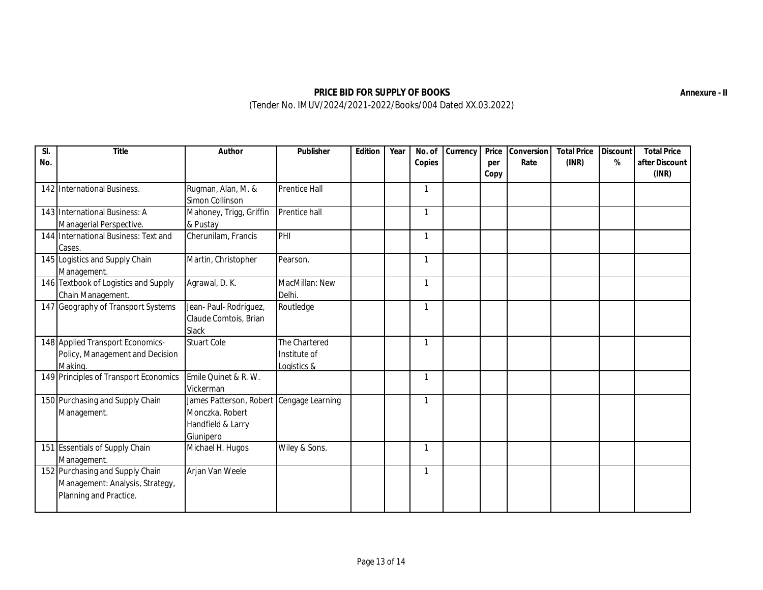**PRICE BID FOR SUPPLY OF BOOKS**

(Tender No. IMUV/2024/2021-2022/Books/004 Dated XX.03.2022)

**Annexure - II**

| Sl. No. | Title | Author | Publisher | Edition | Year | No. of Copies | Currency | Price per Copy | Conversion Rate | Total Price (INR) | Discount % | Total Price after Discount (INR) |
|---|---|---|---|---|---|---|---|---|---|---|---|---|
| 142 | International Business. | Rugman, Alan, M. & Simon Collinson | Prentice Hall | | | 1 | | | | | | |
| 143 | International Business: A Managerial Perspective. | Mahoney, Trigg, Griffin & Pustay | Prentice hall | | | 1 | | | | | | |
| 144 | International Business: Text and Cases. | Cherunilam, Francis | PHI | | | 1 | | | | | | |
| 145 | Logistics and Supply Chain Management. | Martin, Christopher | Pearson. | | | 1 | | | | | | |
| 146 | Textbook of Logistics and Supply Chain Management. | Agrawal, D. K. | MacMillan: New Delhi. | | | 1 | | | | | | |
| 147 | Geography of Transport Systems | Jean- Paul- Rodriguez, Claude Comtois, Brian Slack | Routledge | | | 1 | | | | | | |
| 148 | Applied Transport Economics- Policy, Management and Decision Making. | Stuart Cole | The Chartered Institute of Logistics & | | | 1 | | | | | | |
| 149 | Principles of Transport Economics | Emile Quinet & R. W. Vickerman | | | | 1 | | | | | | |
| 150 | Purchasing and Supply Chain Management. | James Patterson, Robert Monczka, Robert Handfield & Larry Giunipero | Cengage Learning | | | 1 | | | | | | |
| 151 | Essentials of Supply Chain Management. | Michael H. Hugos | Wiley & Sons. | | | 1 | | | | | | |
| 152 | Purchasing and Supply Chain Management: Analysis, Strategy, Planning and Practice. | Arjan Van Weele | | | | 1 | | | | | | |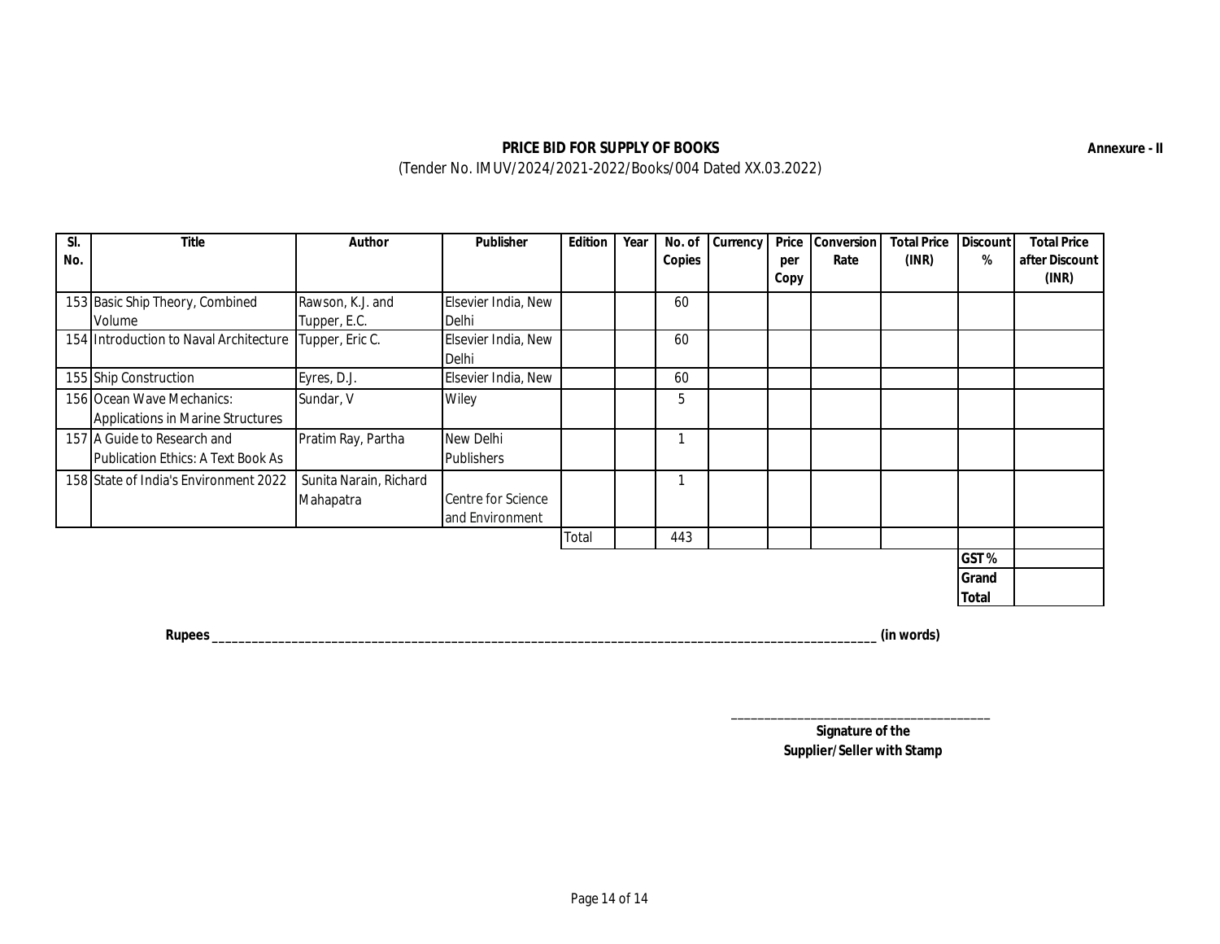**PRICE BID FOR SUPPLY OF BOOKS**

(Tender No. IMUV/2024/2021-2022/Books/004 Dated XX.03.2022)

**Annexure - II**

| Sl. No. | Title | Author | Publisher | Edition | Year | No. of Copies | Currency | Price per Copy | Conversion Rate | Total Price (INR) | Discount % | Total Price after Discount (INR) |
|---|---|---|---|---|---|---|---|---|---|---|---|---|
| 153 | Basic Ship Theory, Combined Volume | Rawson, K.J. and Tupper, E.C. | Elsevier India, New Delhi | | | 60 | | | | | | |
| 154 | Introduction to Naval Architecture | Tupper, Eric C. | Elsevier India, New Delhi | | | 60 | | | | | | |
| 155 | Ship Construction | Eyres, D.J. | Elsevier India, New | | | 60 | | | | | | |
| 156 | Ocean Wave Mechanics: Applications in Marine Structures | Sundar, V | Wiley | | | 5 | | | | | | |
| 157 | A Guide to Research and Publication Ethics: A Text Book As | Pratim Ray, Partha | New Delhi Publishers | | | 1 | | | | | | |
| 158 | State of India's Environment 2022 | Sunita Narain, Richard Mahapatra | Centre for Science and Environment | | | 1 | | | | | | |
| | | | | Total | | 443 | | | | | | |
| | | | | | | | | | | | **GST %** | |
| | | | | | | | | | | | **Grand Total** | |

**Rupees ____________________________________________ (in words)**

_______________________________

**Signature of the Supplier/Seller with Stamp**